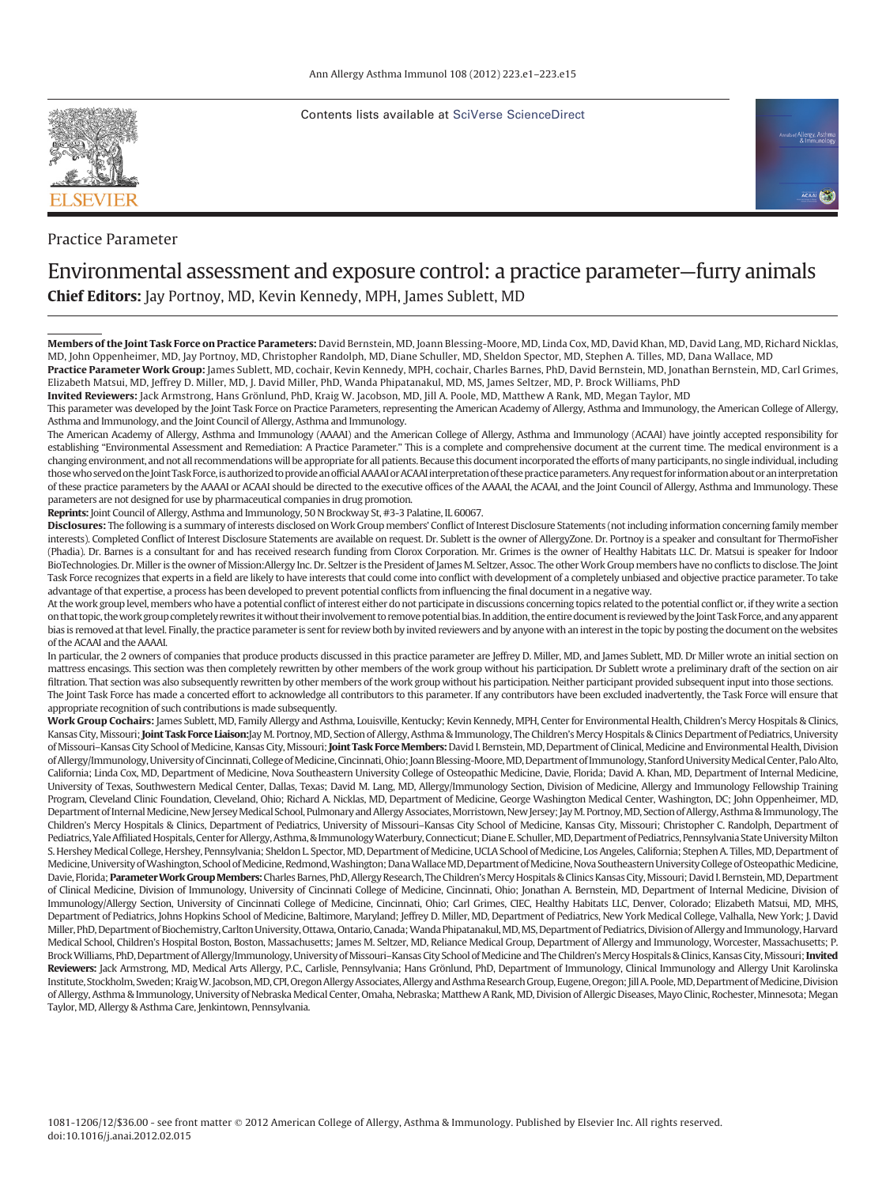Contents lists available at SciVerse ScienceDirect

Practice Parameter

# Environmental assessment and exposure control: a practice parameter—furry animals

**Chief Editors:** Jay Portnoy, MD, Kevin Kennedy, MPH, James Sublett, MD

**Members of the Joint Task Force on Practice Parameters:** David Bernstein, MD, Joann Blessing-Moore, MD, Linda Cox, MD, David Khan, MD, David Lang, MD, Richard Nicklas, MD, John Oppenheimer, MD, Jay Portnoy, MD, Christopher Randolph, MD, Diane Schuller, MD, Sheldon Spector, MD, Stephen A. Tilles, MD, Dana Wallace, MD

**Practice Parameter Work Group:** James Sublett, MD, cochair, Kevin Kennedy, MPH, cochair, Charles Barnes, PhD, David Bernstein, MD, Jonathan Bernstein, MD, Carl Grimes, Elizabeth Matsui, MD, Jeffrey D. Miller, MD, J. David Miller, PhD, Wanda Phipatanakul, MD, MS, James Seltzer, MD, P. Brock Williams, PhD

**Invited Reviewers:** Jack Armstrong, Hans Grönlund, PhD, Kraig W. Jacobson, MD, Jill A. Poole, MD, Matthew A Rank, MD, Megan Taylor, MD

This parameter was developed by the Joint Task Force on Practice Parameters, representing the American Academy of Allergy, Asthma and Immunology, the American College of Allergy, Asthma and Immunology, and the Joint Council of Allergy, Asthma and Immunology.

The American Academy of Allergy, Asthma and Immunology (AAAAI) and the American College of Allergy, Asthma and Immunology (ACAAI) have jointly accepted responsibility for establishing "Environmental Assessment and Remediation: A Practice Parameter." This is a complete and comprehensive document at the current time. The medical environment is a changing environment, and not all recommendations will be appropriate for all patients. Because this document incorporated the efforts of many participants, no single individual, including those who served on the Joint Task Force, is authorized to provide an official AAAAI or ACAAI interpretation of these practice parameters. Any request for information about or an interpretation of these practice parameters by the AAAAI or ACAAI should be directed to the executive offices of the AAAAI, the ACAAI, and the Joint Council of Allergy, Asthma and Immunology. These parameters are not designed for use by pharmaceutical companies in drug promotion.

**Reprints:** Joint Council of Allergy, Asthma and Immunology, 50 N Brockway St, #3-3 Palatine, IL 60067.

**Disclosures:** The following is a summary of interests disclosed on Work Group members' Conflict of Interest Disclosure Statements (not including information concerning family member interests). Completed Conflict of Interest Disclosure Statements are available on request. Dr. Sublett is the owner of AllergyZone. Dr. Portnoy is a speaker and consultant for ThermoFisher (Phadia). Dr. Barnes is a consultant for and has received research funding from Clorox Corporation. Mr. Grimes is the owner of Healthy Habitats LLC. Dr. Matsui is speaker for Indoor BioTechnologies. Dr. Miller is the owner of Mission:Allergy Inc. Dr. Seltzer is the President of James M. Seltzer, Assoc. The other Work Group members have no conflicts to disclose. The Joint Task Force recognizes that experts in a field are likely to have interests that could come into conflict with development of a completely unbiased and objective practice parameter. To take advantage of that expertise, a process has been developed to prevent potential conflicts from influencing the final document in a negative way.

At the work group level, members who have a potential conflict of interest either do not participate in discussions concerning topics related to the potential conflict or, if they write a section on that topic, the work group completely rewrites it without their involvement to remove potential bias. In addition, the entire document is reviewed by the Joint Task Force, and any apparent bias is removed at that level. Finally, the practice parameter is sent for review both by invited reviewers and by anyone with an interest in the topic by posting the document on the websites of the ACAAI and the AAAAI.

In particular, the 2 owners of companies that produce products discussed in this practice parameter are Jeffrey D. Miller, MD, and James Sublett, MD. Dr Miller wrote an initial section on mattress encasings. This section was then completely rewritten by other members of the work group without his participation. Dr Sublett wrote a preliminary draft of the section on air filtration. That section was also subsequently rewritten by other members of the work group without his participation. Neither participant provided subsequent input into those sections.

The Joint Task Force has made a concerted effort to acknowledge all contributors to this parameter. If any contributors have been excluded inadvertently, the Task Force will ensure that appropriate recognition of such contributions is made subsequently.

**Work Group Cochairs:** James Sublett, MD, Family Allergy and Asthma, Louisville, Kentucky; Kevin Kennedy, MPH, Center for Environmental Health, Children's Mercy Hospitals & Clinics, Kansas City, Missouri; **Joint Task Force Liaison:** Jay M. Portnoy, MD, Section of Allergy, Asthma & Immunology, The Children's Mercy Hospitals & Clinics Department of Pediatrics, University of Missouri–Kansas City School of Medicine, Kansas City, Missouri; **Joint Task Force Members:** David I. Bernstein, MD, Department of Clinical, Medicine and Environmental Health, Division of Allergy/Immunology, University of Cincinnati, College of Medicine, Cincinnati, Ohio; Joann Blessing-Moore, MD, Department of Immunology, Stanford University Medical Center, Palo Alto, California; Linda Cox, MD, Department of Medicine, Nova Southeastern University College of Osteopathic Medicine, Davie, Florida; David A. Khan, MD, Department of Internal Medicine, University of Texas, Southwestern Medical Center, Dallas, Texas; David M. Lang, MD, Allergy/Immunology Section, Division of Medicine, Allergy and Immunology Fellowship Training Program, Cleveland Clinic Foundation, Cleveland, Ohio; Richard A. Nicklas, MD, Department of Medicine, George Washington Medical Center, Washington, DC; John Oppenheimer, MD, Department of Internal Medicine, New Jersey Medical School, Pulmonary and Allergy Associates, Morristown, New Jersey; Jay M. Portnoy, MD, Section of Allergy, Asthma & Immunology, The Children's Mercy Hospitals & Clinics, Department of Pediatrics, University of Missouri–Kansas City School of Medicine, Kansas City, Missouri; Christopher C. Randolph, Department of Pediatrics, Yale Affiliated Hospitals, Center for Allergy, Asthma, & Immunology Waterbury, Connecticut; Diane E. Schuller, MD, Department of Pediatrics, Pennsylvania State University Milton S. Hershey Medical College, Hershey, Pennsylvania; Sheldon L. Spector, MD, Department of Medicine, UCLA School of Medicine, Los Angeles, California; Stephen A. Tilles, MD, Department of Medicine, University of Washington, School of Medicine, Redmond, Washington; Dana Wallace MD, Department of Medicine, Nova Southeastern University College of Osteopathic Medicine, Davie, Florida; **Parameter Work Group Members:** Charles Barnes, PhD, Allergy Research, The Children's Mercy Hospitals & Clinics Kansas City, Missouri; David I. Bernstein, MD, Department of Clinical Medicine, Division of Immunology, University of Cincinnati College of Medicine, Cincinnati, Ohio; Jonathan A. Bernstein, MD, Department of Internal Medicine, Division of Immunology/Allergy Section, University of Cincinnati College of Medicine Cincinnati, Ohio; Carl Grimes, CIEC, Healthy Habitats LLC, Denver, Colorado; Elizabeth Matsui, MD, MHS, Department of Pediatrics, Johns Hopkins School of Medicine, Baltimore, Maryland; Jeffrey D. Miller, MD, Department of Pediatrics, New York Medical College, Valhalla, New York; J. David Miller, PhD, Department of Biochemistry, Carlton University, Ottawa, Ontario, Canada; Wanda Phipatanakul, MD, MS, Department of Pediatrics, Division of Allergy and Immunology, Harvard Medical School, Children's Hospital Boston, Boston, Massachusetts; James M. Seltzer, MD, Reliance Medical Group, Department of Allergy and Immunology, Worcester, Massachusetts; P. Brock Williams, PhD, Department of Allergy/Immunology, University of Missouri–Kansas City School of Medicine and The Children's Mercy Hospitals & Clinics, Kansas City, Missouri; **Invited Reviewers:** Jack Armstrong, MD, Medical Arts Allergy, P.C., Carlisle, Pennsylvania; Hans Grönlund, PhD, Department of Immunology, Clinical Immunology and Allergy Unit Karolinska Institute, Stockholm, Sweden; Kraig W. Jacobson, MD, CPI, Oregon Allergy Associates, Allergy and Asthma Research Group, Eugene, Oregon; Jill A. Poole, MD, Department of Medicine, Division of Allergy, Asthma & Immunology, University of Nebraska Medical Center, Omaha, Nebraska; Matthew A Rank, MD, Division of Allergic Diseases, Mayo Clinic, Rochester, Minnesota; Megan Taylor, MD, Allergy & Asthma Care, Jenkintown, Pennsylvania.

1081-1206/12/$36.00 - see front matter © 2012 American College of Allergy, Asthma & Immunology. Published by Elsevier Inc. All rights reserved.
doi:10.1016/j.anai.2012.02.015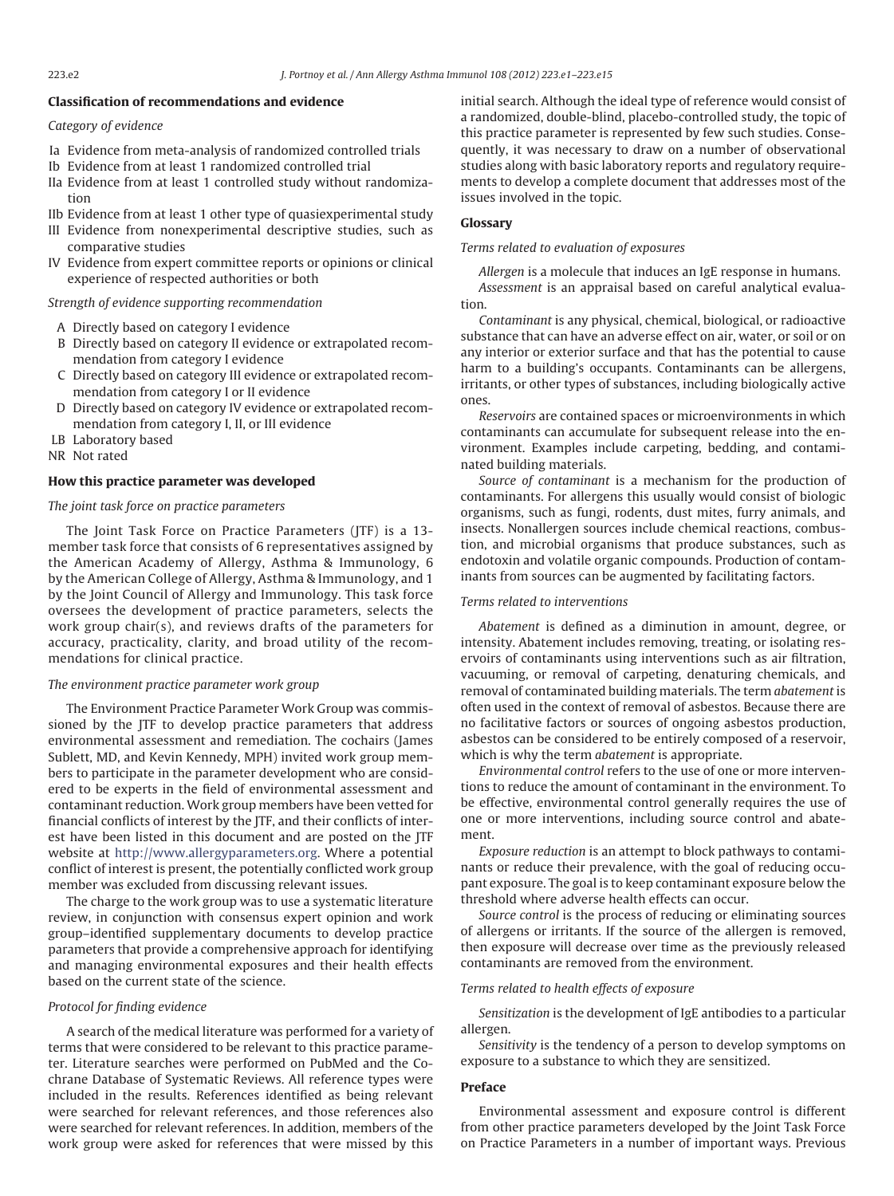### Classification of recommendations and evidence

*Category of evidence*

- Ia Evidence from meta-analysis of randomized controlled trials
- Ib Evidence from at least 1 randomized controlled trial
- IIa Evidence from at least 1 controlled study without randomization
- IIb Evidence from at least 1 other type of quasiexperimental study
- III Evidence from nonexperimental descriptive studies, such as comparative studies
- IV Evidence from expert committee reports or opinions or clinical experience of respected authorities or both

*Strength of evidence supporting recommendation*

- A Directly based on category I evidence
- B Directly based on category II evidence or extrapolated recommendation from category I evidence
- C Directly based on category III evidence or extrapolated recommendation from category I or II evidence
- D Directly based on category IV evidence or extrapolated recommendation from category I, II, or III evidence
- LB Laboratory based
- NR Not rated

### How this practice parameter was developed

*The joint task force on practice parameters*

The Joint Task Force on Practice Parameters (JTF) is a 13-member task force that consists of 6 representatives assigned by the American Academy of Allergy, Asthma & Immunology, 6 by the American College of Allergy, Asthma & Immunology, and 1 by the Joint Council of Allergy and Immunology. This task force oversees the development of practice parameters, selects the work group chair(s), and reviews drafts of the parameters for accuracy, practicality, clarity, and broad utility of the recommendations for clinical practice.

*The environment practice parameter work group*

The Environment Practice Parameter Work Group was commissioned by the JTF to develop practice parameters that address environmental assessment and remediation. The cochairs (James Sublett, MD, and Kevin Kennedy, MPH) invited work group members to participate in the parameter development who are considered to be experts in the field of environmental assessment and contaminant reduction. Work group members have been vetted for financial conflicts of interest by the JTF, and their conflicts of interest have been listed in this document and are posted on the JTF website at http://www.allergyparameters.org. Where a potential conflict of interest is present, the potentially conflicted work group member was excluded from discussing relevant issues.

The charge to the work group was to use a systematic literature review, in conjunction with consensus expert opinion and work group–identified supplementary documents to develop practice parameters that provide a comprehensive approach for identifying and managing environmental exposures and their health effects based on the current state of the science.

*Protocol for finding evidence*

A search of the medical literature was performed for a variety of terms that were considered to be relevant to this practice parameter. Literature searches were performed on PubMed and the Cochrane Database of Systematic Reviews. All reference types were included in the results. References identified as being relevant were searched for relevant references, and those references also were searched for relevant references. In addition, members of the work group were asked for references that were missed by this initial search. Although the ideal type of reference would consist of a randomized, double-blind, placebo-controlled study, the topic of this practice parameter is represented by few such studies. Consequently, it was necessary to draw on a number of observational studies along with basic laboratory reports and regulatory requirements to develop a complete document that addresses most of the issues involved in the topic.

### Glossary

*Terms related to evaluation of exposures*

*Allergen* is a molecule that induces an IgE response in humans.

*Assessment* is an appraisal based on careful analytical evaluation.

*Contaminant* is any physical, chemical, biological, or radioactive substance that can have an adverse effect on air, water, or soil or on any interior or exterior surface and that has the potential to cause harm to a building's occupants. Contaminants can be allergens, irritants, or other types of substances, including biologically active ones.

*Reservoirs* are contained spaces or microenvironments in which contaminants can accumulate for subsequent release into the environment. Examples include carpeting, bedding, and contaminated building materials.

*Source of contaminant* is a mechanism for the production of contaminants. For allergens this usually would consist of biologic organisms, such as fungi, rodents, dust mites, furry animals, and insects. Nonallergen sources include chemical reactions, combustion, and microbial organisms that produce substances, such as endotoxin and volatile organic compounds. Production of contaminants from sources can be augmented by facilitating factors.

*Terms related to interventions*

*Abatement* is defined as a diminution in amount, degree, or intensity. Abatement includes removing, treating, or isolating reservoirs of contaminants using interventions such as air filtration, vacuuming, or removal of carpeting, denaturing chemicals, and removal of contaminated building materials. The term *abatement* is often used in the context of removal of asbestos. Because there are no facilitative factors or sources of ongoing asbestos production, asbestos can be considered to be entirely composed of a reservoir, which is why the term *abatement* is appropriate.

*Environmental control* refers to the use of one or more interventions to reduce the amount of contaminant in the environment. To be effective, environmental control generally requires the use of one or more interventions, including source control and abatement.

*Exposure reduction* is an attempt to block pathways to contaminants or reduce their prevalence, with the goal of reducing occupant exposure. The goal is to keep contaminant exposure below the threshold where adverse health effects can occur.

*Source control* is the process of reducing or eliminating sources of allergens or irritants. If the source of the allergen is removed, then exposure will decrease over time as the previously released contaminants are removed from the environment.

*Terms related to health effects of exposure*

*Sensitization* is the development of IgE antibodies to a particular allergen.

*Sensitivity* is the tendency of a person to develop symptoms on exposure to a substance to which they are sensitized.

### Preface

Environmental assessment and exposure control is different from other practice parameters developed by the Joint Task Force on Practice Parameters in a number of important ways. Previous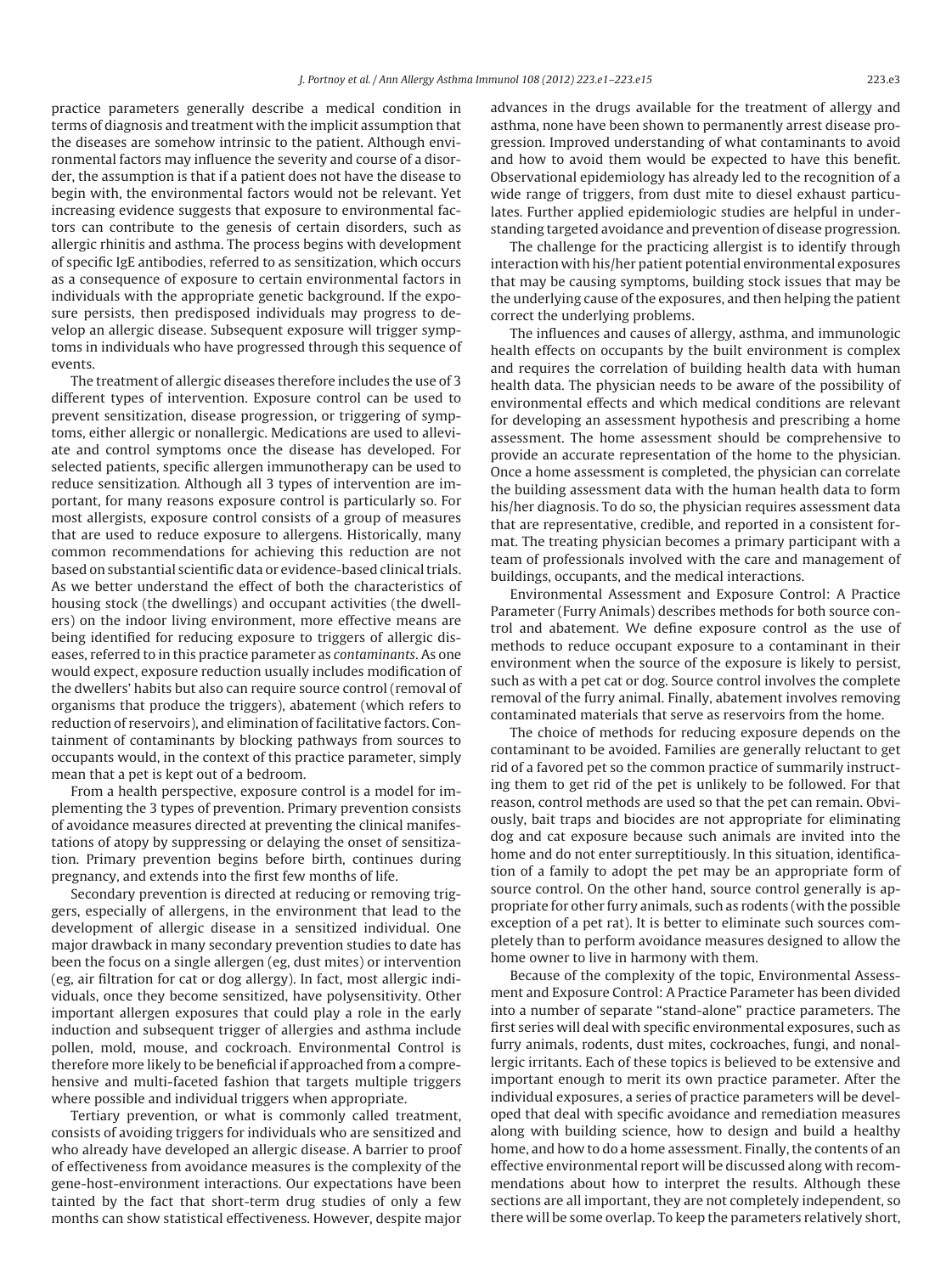practice parameters generally describe a medical condition in terms of diagnosis and treatment with the implicit assumption that the diseases are somehow intrinsic to the patient. Although environmental factors may influence the severity and course of a disorder, the assumption is that if a patient does not have the disease to begin with, the environmental factors would not be relevant. Yet increasing evidence suggests that exposure to environmental factors can contribute to the genesis of certain disorders, such as allergic rhinitis and asthma. The process begins with development of specific IgE antibodies, referred to as sensitization, which occurs as a consequence of exposure to certain environmental factors in individuals with the appropriate genetic background. If the exposure persists, then predisposed individuals may progress to develop an allergic disease. Subsequent exposure will trigger symptoms in individuals who have progressed through this sequence of events.

The treatment of allergic diseases therefore includes the use of 3 different types of intervention. Exposure control can be used to prevent sensitization, disease progression, or triggering of symptoms, either allergic or nonallergic. Medications are used to alleviate and control symptoms once the disease has developed. For selected patients, specific allergen immunotherapy can be used to reduce sensitization. Although all 3 types of intervention are important, for many reasons exposure control is particularly so. For most allergists, exposure control consists of a group of measures that are used to reduce exposure to allergens. Historically, many common recommendations for achieving this reduction are not based on substantial scientific data or evidence-based clinical trials. As we better understand the effect of both the characteristics of housing stock (the dwellings) and occupant activities (the dwellers) on the indoor living environment, more effective means are being identified for reducing exposure to triggers of allergic diseases, referred to in this practice parameter as *contaminants*. As one would expect, exposure reduction usually includes modification of the dwellers' habits but also can require source control (removal of organisms that produce the triggers), abatement (which refers to reduction of reservoirs), and elimination of facilitative factors. Containment of contaminants by blocking pathways from sources to occupants would, in the context of this practice parameter, simply mean that a pet is kept out of a bedroom.

From a health perspective, exposure control is a model for implementing the 3 types of prevention. Primary prevention consists of avoidance measures directed at preventing the clinical manifestations of atopy by suppressing or delaying the onset of sensitization. Primary prevention begins before birth, continues during pregnancy, and extends into the first few months of life.

Secondary prevention is directed at reducing or removing triggers, especially of allergens, in the environment that lead to the development of allergic disease in a sensitized individual. One major drawback in many secondary prevention studies to date has been the focus on a single allergen (eg, dust mites) or intervention (eg, air filtration for cat or dog allergy). In fact, most allergic individuals, once they become sensitized, have polysensitivity. Other important allergen exposures that could play a role in the early induction and subsequent trigger of allergies and asthma include pollen, mold, mouse, and cockroach. Environmental Control is therefore more likely to be beneficial if approached from a comprehensive and multi-faceted fashion that targets multiple triggers where possible and individual triggers when appropriate.

Tertiary prevention, or what is commonly called treatment, consists of avoiding triggers for individuals who are sensitized and who already have developed an allergic disease. A barrier to proof of effectiveness from avoidance measures is the complexity of the gene-host-environment interactions. Our expectations have been tainted by the fact that short-term drug studies of only a few months can show statistical effectiveness. However, despite major advances in the drugs available for the treatment of allergy and asthma, none have been shown to permanently arrest disease progression. Improved understanding of what contaminants to avoid and how to avoid them would be expected to have this benefit. Observational epidemiology has already led to the recognition of a wide range of triggers, from dust mite to diesel exhaust particulates. Further applied epidemiologic studies are helpful in understanding targeted avoidance and prevention of disease progression.

The challenge for the practicing allergist is to identify through interaction with his/her patient potential environmental exposures that may be causing symptoms, building stock issues that may be the underlying cause of the exposures, and then helping the patient correct the underlying problems.

The influences and causes of allergy, asthma, and immunologic health effects on occupants by the built environment is complex and requires the correlation of building health data with human health data. The physician needs to be aware of the possibility of environmental effects and which medical conditions are relevant for developing an assessment hypothesis and prescribing a home assessment. The home assessment should be comprehensive to provide an accurate representation of the home to the physician. Once a home assessment is completed, the physician can correlate the building assessment data with the human health data to form his/her diagnosis. To do so, the physician requires assessment data that are representative, credible, and reported in a consistent format. The treating physician becomes a primary participant with a team of professionals involved with the care and management of buildings, occupants, and the medical interactions.

Environmental Assessment and Exposure Control: A Practice Parameter (Furry Animals) describes methods for both source control and abatement. We define exposure control as the use of methods to reduce occupant exposure to a contaminant in their environment when the source of the exposure is likely to persist, such as with a pet cat or dog. Source control involves the complete removal of the furry animal. Finally, abatement involves removing contaminated materials that serve as reservoirs from the home.

The choice of methods for reducing exposure depends on the contaminant to be avoided. Families are generally reluctant to get rid of a favored pet so the common practice of summarily instructing them to get rid of the pet is unlikely to be followed. For that reason, control methods are used so that the pet can remain. Obviously, bait traps and biocides are not appropriate for eliminating dog and cat exposure because such animals are invited into the home and do not enter surreptitiously. In this situation, identification of a family to adopt the pet may be an appropriate form of source control. On the other hand, source control generally is appropriate for other furry animals, such as rodents (with the possible exception of a pet rat). It is better to eliminate such sources completely than to perform avoidance measures designed to allow the home owner to live in harmony with them.

Because of the complexity of the topic, Environmental Assessment and Exposure Control: A Practice Parameter has been divided into a number of separate "stand-alone" practice parameters. The first series will deal with specific environmental exposures, such as furry animals, rodents, dust mites, cockroaches, fungi, and nonallergic irritants. Each of these topics is believed to be extensive and important enough to merit its own practice parameter. After the individual exposures, a series of practice parameters will be developed that deal with specific avoidance and remediation measures along with building science, how to design and build a healthy home, and how to do a home assessment. Finally, the contents of an effective environmental report will be discussed along with recommendations about how to interpret the results. Although these sections are all important, they are not completely independent, so there will be some overlap. To keep the parameters relatively short,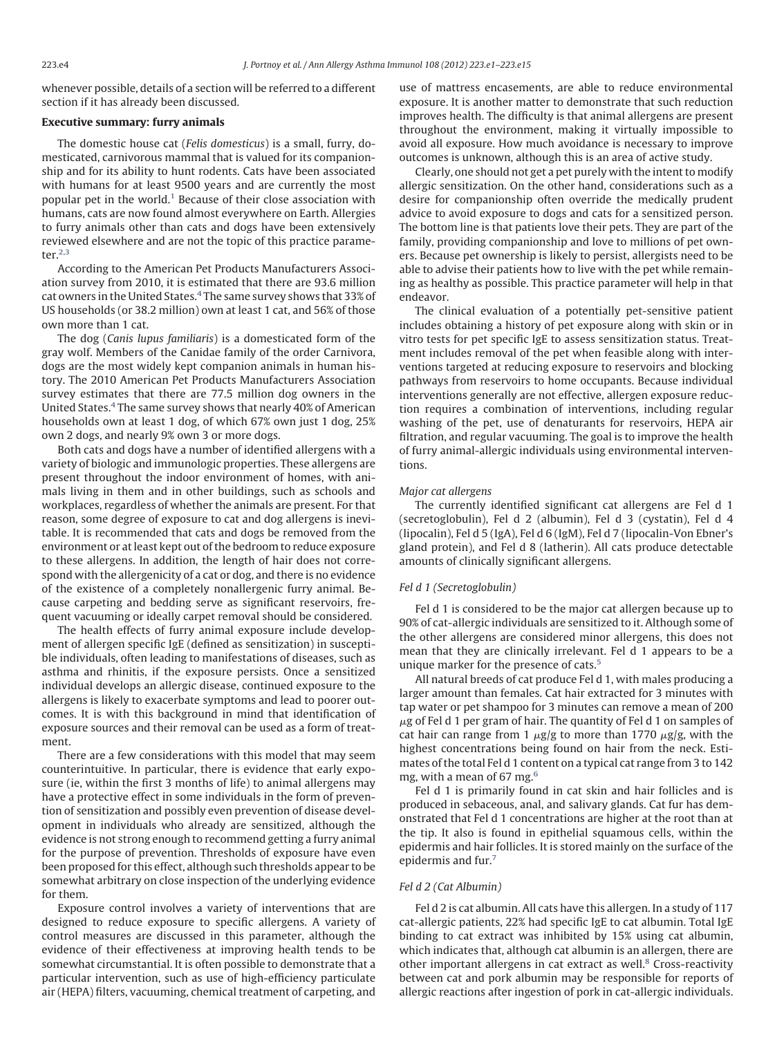whenever possible, details of a section will be referred to a different section if it has already been discussed.

## Executive summary: furry animals

The domestic house cat (*Felis domesticus*) is a small, furry, domesticated, carnivorous mammal that is valued for its companionship and for its ability to hunt rodents. Cats have been associated with humans for at least 9500 years and are currently the most popular pet in the world.[1] Because of their close association with humans, cats are now found almost everywhere on Earth. Allergies to furry animals other than cats and dogs have been extensively reviewed elsewhere and are not the topic of this practice parameter.[2,3]

According to the American Pet Products Manufacturers Association survey from 2010, it is estimated that there are 93.6 million cat owners in the United States.[4] The same survey shows that 33% of US households (or 38.2 million) own at least 1 cat, and 56% of those own more than 1 cat.

The dog (*Canis lupus familiaris*) is a domesticated form of the gray wolf. Members of the Canidae family of the order Carnivora, dogs are the most widely kept companion animals in human history. The 2010 American Pet Products Manufacturers Association survey estimates that there are 77.5 million dog owners in the United States.[4] The same survey shows that nearly 40% of American households own at least 1 dog, of which 67% own just 1 dog, 25% own 2 dogs, and nearly 9% own 3 or more dogs.

Both cats and dogs have a number of identified allergens with a variety of biologic and immunologic properties. These allergens are present throughout the indoor environment of homes, with animals living in them and in other buildings, such as schools and workplaces, regardless of whether the animals are present. For that reason, some degree of exposure to cat and dog allergens is inevitable. It is recommended that cats and dogs be removed from the environment or at least kept out of the bedroom to reduce exposure to these allergens. In addition, the length of hair does not correspond with the allergenicity of a cat or dog, and there is no evidence of the existence of a completely nonallergenic furry animal. Because carpeting and bedding serve as significant reservoirs, frequent vacuuming or ideally carpet removal should be considered.

The health effects of furry animal exposure include development of allergen specific IgE (defined as sensitization) in susceptible individuals, often leading to manifestations of diseases, such as asthma and rhinitis, if the exposure persists. Once a sensitized individual develops an allergic disease, continued exposure to the allergens is likely to exacerbate symptoms and lead to poorer outcomes. It is with this background in mind that identification of exposure sources and their removal can be used as a form of treatment.

There are a few considerations with this model that may seem counterintuitive. In particular, there is evidence that early exposure (ie, within the first 3 months of life) to animal allergens may have a protective effect in some individuals in the form of prevention of sensitization and possibly even prevention of disease development in individuals who already are sensitized, although the evidence is not strong enough to recommend getting a furry animal for the purpose of prevention. Thresholds of exposure have even been proposed for this effect, although such thresholds appear to be somewhat arbitrary on close inspection of the underlying evidence for them.

Exposure control involves a variety of interventions that are designed to reduce exposure to specific allergens. A variety of control measures are discussed in this parameter, although the evidence of their effectiveness at improving health tends to be somewhat circumstantial. It is often possible to demonstrate that a particular intervention, such as use of high-efficiency particulate air (HEPA) filters, vacuuming, chemical treatment of carpeting, and use of mattress encasements, are able to reduce environmental exposure. It is another matter to demonstrate that such reduction improves health. The difficulty is that animal allergens are present throughout the environment, making it virtually impossible to avoid all exposure. How much avoidance is necessary to improve outcomes is unknown, although this is an area of active study.

Clearly, one should not get a pet purely with the intent to modify allergic sensitization. On the other hand, considerations such as a desire for companionship often override the medically prudent advice to avoid exposure to dogs and cats for a sensitized person. The bottom line is that patients love their pets. They are part of the family, providing companionship and love to millions of pet owners. Because pet ownership is likely to persist, allergists need to be able to advise their patients how to live with the pet while remaining as healthy as possible. This practice parameter will help in that endeavor.

The clinical evaluation of a potentially pet-sensitive patient includes obtaining a history of pet exposure along with skin or in vitro tests for pet specific IgE to assess sensitization status. Treatment includes removal of the pet when feasible along with interventions targeted at reducing exposure to reservoirs and blocking pathways from reservoirs to home occupants. Because individual interventions generally are not effective, allergen exposure reduction requires a combination of interventions, including regular washing of the pet, use of denaturants for reservoirs, HEPA air filtration, and regular vacuuming. The goal is to improve the health of furry animal-allergic individuals using environmental interventions.

### *Major cat allergens*

The currently identified significant cat allergens are Fel d 1 (secretoglobulin), Fel d 2 (albumin), Fel d 3 (cystatin), Fel d 4 (lipocalin), Fel d 5 (IgA), Fel d 6 (IgM), Fel d 7 (lipocalin-Von Ebner's gland protein), and Fel d 8 (latherin). All cats produce detectable amounts of clinically significant allergens.

### *Fel d 1 (Secretoglobulin)*

Fel d 1 is considered to be the major cat allergen because up to 90% of cat-allergic individuals are sensitized to it. Although some of the other allergens are considered minor allergens, this does not mean that they are clinically irrelevant. Fel d 1 appears to be a unique marker for the presence of cats.[5]

All natural breeds of cat produce Fel d 1, with males producing a larger amount than females. Cat hair extracted for 3 minutes with tap water or pet shampoo for 3 minutes can remove a mean of 200 $\mu$g of Fel d 1 per gram of hair. The quantity of Fel d 1 on samples of cat hair can range from 1 $\mu$g/g to more than 1770 $\mu$g/g, with the highest concentrations being found on hair from the neck. Estimates of the total Fel d 1 content on a typical cat range from 3 to 142 mg, with a mean of 67 mg.[6]

Fel d 1 is primarily found in cat skin and hair follicles and is produced in sebaceous, anal, and salivary glands. Cat fur has demonstrated that Fel d 1 concentrations are higher at the root than at the tip. It also is found in epithelial squamous cells, within the epidermis and hair follicles. It is stored mainly on the surface of the epidermis and fur.[7]

### *Fel d 2 (Cat Albumin)*

Fel d 2 is cat albumin. All cats have this allergen. In a study of 117 cat-allergic patients, 22% had specific IgE to cat albumin. Total IgE binding to cat extract was inhibited by 15% using cat albumin, which indicates that, although cat albumin is an allergen, there are other important allergens in cat extract as well.[8] Cross-reactivity between cat and pork albumin may be responsible for reports of allergic reactions after ingestion of pork in cat-allergic individuals.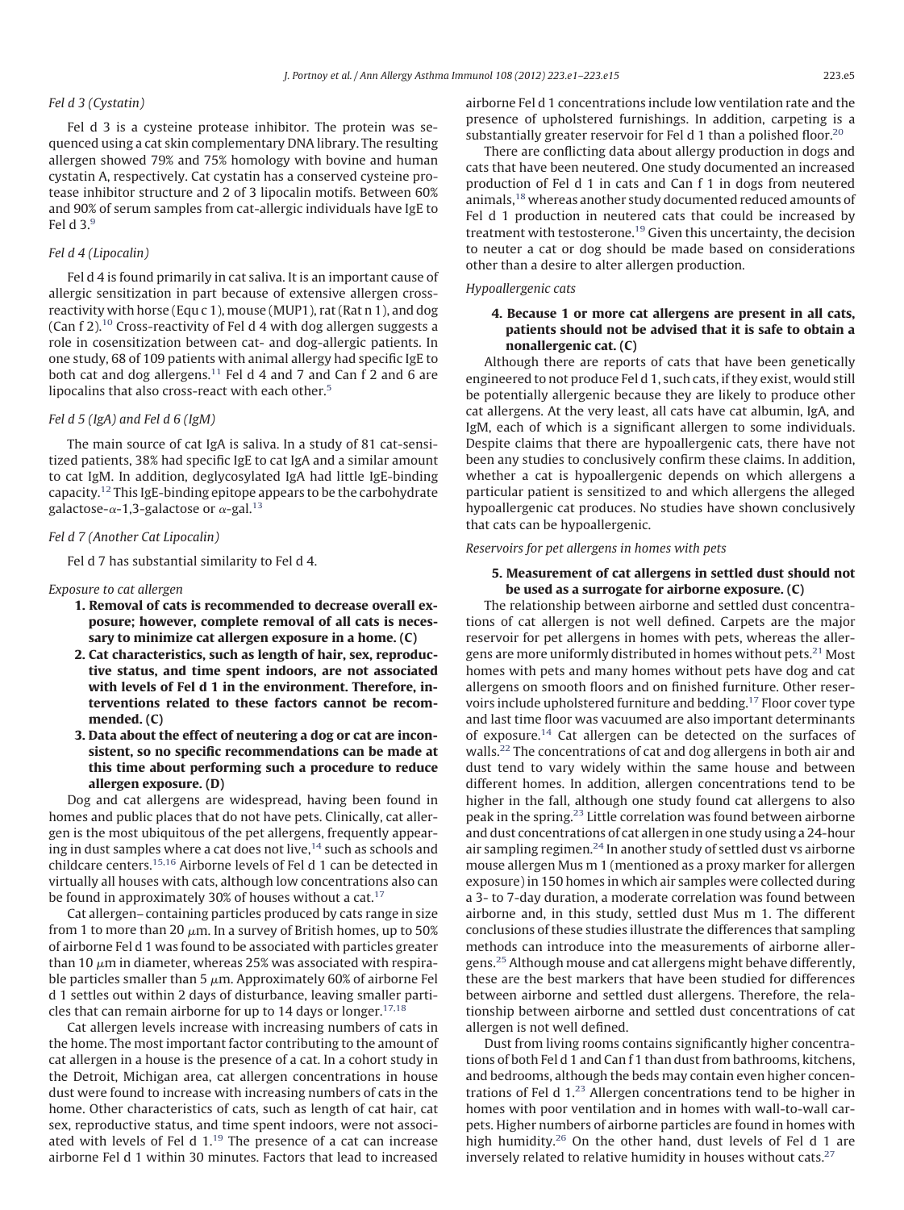### Fel d 3 (Cystatin)

Fel d 3 is a cysteine protease inhibitor. The protein was sequenced using a cat skin complementary DNA library. The resulting allergen showed 79% and 75% homology with bovine and human cystatin A, respectively. Cat cystatin has a conserved cysteine protease inhibitor structure and 2 of 3 lipocalin motifs. Between 60% and 90% of serum samples from cat-allergic individuals have IgE to Fel d 3.[9]

### Fel d 4 (Lipocalin)

Fel d 4 is found primarily in cat saliva. It is an important cause of allergic sensitization in part because of extensive allergen cross-reactivity with horse (Equ c 1), mouse (MUP1), rat (Rat n 1), and dog (Can f 2).[10] Cross-reactivity of Fel d 4 with dog allergen suggests a role in cosensitization between cat- and dog-allergic patients. In one study, 68 of 109 patients with animal allergy had specific IgE to both cat and dog allergens.[11] Fel d 4 and 7 and Can f 2 and 6 are lipocalins that also cross-react with each other.[5]

### Fel d 5 (IgA) and Fel d 6 (IgM)

The main source of cat IgA is saliva. In a study of 81 cat-sensitized patients, 38% had specific IgE to cat IgA and a similar amount to cat IgM. In addition, deglycosylated IgA had little IgE-binding capacity.[12] This IgE-binding epitope appears to be the carbohydrate galactose-$\alpha$-1,3-galactose or $\alpha$-gal.[13]

### Fel d 7 (Another Cat Lipocalin)

Fel d 7 has substantial similarity to Fel d 4.

### Exposure to cat allergen

1. **Removal of cats is recommended to decrease overall exposure; however, complete removal of all cats is necessary to minimize cat allergen exposure in a home. (C)**
2. **Cat characteristics, such as length of hair, sex, reproductive status, and time spent indoors, are not associated with levels of Fel d 1 in the environment. Therefore, interventions related to these factors cannot be recommended. (C)**
3. **Data about the effect of neutering a dog or cat are inconsistent, so no specific recommendations can be made at this time about performing such a procedure to reduce allergen exposure. (D)**

Dog and cat allergens are widespread, having been found in homes and public places that do not have pets. Clinically, cat allergen is the most ubiquitous of the pet allergens, frequently appearing in dust samples where a cat does not live,[14] such as schools and childcare centers.[15,16] Airborne levels of Fel d 1 can be detected in virtually all houses with cats, although low concentrations also can be found in approximately 30% of houses without a cat.[17]

Cat allergen– containing particles produced by cats range in size from 1 to more than 20 $\mu$m. In a survey of British homes, up to 50% of airborne Fel d 1 was found to be associated with particles greater than 10 $\mu$m in diameter, whereas 25% was associated with respirable particles smaller than 5 $\mu$m. Approximately 60% of airborne Fel d 1 settles out within 2 days of disturbance, leaving smaller particles that can remain airborne for up to 14 days or longer.[17,18]

Cat allergen levels increase with increasing numbers of cats in the home. The most important factor contributing to the amount of cat allergen in a house is the presence of a cat. In a cohort study in the Detroit, Michigan area, cat allergen concentrations in house dust were found to increase with increasing numbers of cats in the home. Other characteristics of cats, such as length of cat hair, cat sex, reproductive status, and time spent indoors, were not associated with levels of Fel d 1.[19] The presence of a cat can increase airborne Fel d 1 within 30 minutes. Factors that lead to increased airborne Fel d 1 concentrations include low ventilation rate and the presence of upholstered furnishings. In addition, carpeting is a substantially greater reservoir for Fel d 1 than a polished floor.[20]

There are conflicting data about allergy production in dogs and cats that have been neutered. One study documented an increased production of Fel d 1 in cats and Can f 1 in dogs from neutered animals,[18] whereas another study documented reduced amounts of Fel d 1 production in neutered cats that could be increased by treatment with testosterone.[19] Given this uncertainty, the decision to neuter a cat or dog should be made based on considerations other than a desire to alter allergen production.

### Hypoallergenic cats

4. **Because 1 or more cat allergens are present in all cats, patients should not be advised that it is safe to obtain a nonallergenic cat. (C)**

Although there are reports of cats that have been genetically engineered to not produce Fel d 1, such cats, if they exist, would still be potentially allergenic because they are likely to produce other cat allergens. At the very least, all cats have cat albumin, IgA, and IgM, each of which is a significant allergen to some individuals. Despite claims that there are hypoallergenic cats, there have not been any studies to conclusively confirm these claims. In addition, whether a cat is hypoallergenic depends on which allergens a particular patient is sensitized to and which allergens the alleged hypoallergenic cat produces. No studies have shown conclusively that cats can be hypoallergenic.

### Reservoirs for pet allergens in homes with pets

5. **Measurement of cat allergens in settled dust should not be used as a surrogate for airborne exposure. (C)**

The relationship between airborne and settled dust concentrations of cat allergen is not well defined. Carpets are the major reservoir for pet allergens in homes with pets, whereas the allergens are more uniformly distributed in homes without pets.[21] Most homes with pets and many homes without pets have dog and cat allergens on smooth floors and on finished furniture. Other reservoirs include upholstered furniture and bedding.[17] Floor cover type and last time floor was vacuumed are also important determinants of exposure.[14] Cat allergen can be detected on the surfaces of walls.[22] The concentrations of cat and dog allergens in both air and dust tend to vary widely within the same house and between different homes. In addition, allergen concentrations tend to be higher in the fall, although one study found cat allergens to also peak in the spring.[23] Little correlation was found between airborne and dust concentrations of cat allergen in one study using a 24-hour air sampling regimen.[24] In another study of settled dust vs airborne mouse allergen Mus m 1 (mentioned as a proxy marker for allergen exposure) in 150 homes in which air samples were collected during a 3- to 7-day duration, a moderate correlation was found between airborne and, in this study, settled dust Mus m 1. The different conclusions of these studies illustrate the differences that sampling methods can introduce into the measurements of airborne allergens.[25] Although mouse and cat allergens might behave differently, these are the best markers that have been studied for differences between airborne and settled dust allergens. Therefore, the relationship between airborne and settled dust concentrations of cat allergen is not well defined.

Dust from living rooms contains significantly higher concentrations of both Fel d 1 and Can f 1 than dust from bathrooms, kitchens, and bedrooms, although the beds may contain even higher concentrations of Fel d 1.[23] Allergen concentrations tend to be higher in homes with poor ventilation and in homes with wall-to-wall carpets. Higher numbers of airborne particles are found in homes with high humidity.[26] On the other hand, dust levels of Fel d 1 are inversely related to relative humidity in houses without cats.[27]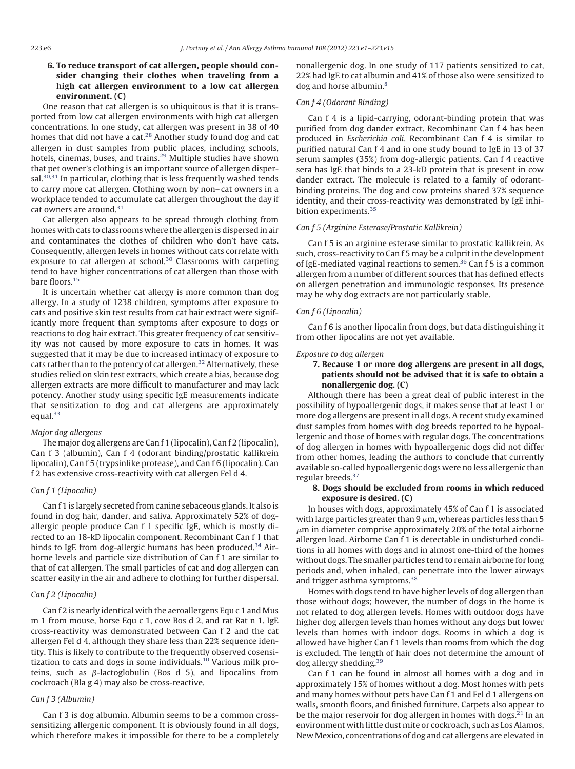**6. To reduce transport of cat allergen, people should consider changing their clothes when traveling from a high cat allergen environment to a low cat allergen environment. (C)**

One reason that cat allergen is so ubiquitous is that it is transported from low cat allergen environments with high cat allergen concentrations. In one study, cat allergen was present in 38 of 40 homes that did not have a cat.[28] Another study found dog and cat allergen in dust samples from public places, including schools, hotels, cinemas, buses, and trains.[29] Multiple studies have shown that pet owner's clothing is an important source of allergen dispersal.[30,31] In particular, clothing that is less frequently washed tends to carry more cat allergen. Clothing worn by non– cat owners in a workplace tended to accumulate cat allergen throughout the day if cat owners are around.[31]

Cat allergen also appears to be spread through clothing from homes with cats to classrooms where the allergen is dispersed in air and contaminates the clothes of children who don't have cats. Consequently, allergen levels in homes without cats correlate with exposure to cat allergen at school.[30] Classrooms with carpeting tend to have higher concentrations of cat allergen than those with bare floors.[15]

It is uncertain whether cat allergy is more common than dog allergy. In a study of 1238 children, symptoms after exposure to cats and positive skin test results from cat hair extract were significantly more frequent than symptoms after exposure to dogs or reactions to dog hair extract. This greater frequency of cat sensitivity was not caused by more exposure to cats in homes. It was suggested that it may be due to increased intimacy of exposure to cats rather than to the potency of cat allergen.[32] Alternatively, these studies relied on skin test extracts, which create a bias, because dog allergen extracts are more difficult to manufacturer and may lack potency. Another study using specific IgE measurements indicate that sensitization to dog and cat allergens are approximately equal.[33]

*Major dog allergens*

The major dog allergens are Can f 1 (lipocalin), Can f 2 (lipocalin), Can f 3 (albumin), Can f 4 (odorant binding/prostatic kallikrein lipocalin), Can f 5 (trypsinlike protease), and Can f 6 (lipocalin). Can f 2 has extensive cross-reactivity with cat allergen Fel d 4.

*Can f 1 (Lipocalin)*

Can f 1 is largely secreted from canine sebaceous glands. It also is found in dog hair, dander, and saliva. Approximately 52% of dog-allergic people produce Can f 1 specific IgE, which is mostly directed to an 18-kD lipocalin component. Recombinant Can f 1 that binds to IgE from dog-allergic humans has been produced.[34] Airborne levels and particle size distribution of Can f 1 are similar to that of cat allergen. The small particles of cat and dog allergen can scatter easily in the air and adhere to clothing for further dispersal.

*Can f 2 (Lipocalin)*

Can f 2 is nearly identical with the aeroallergens Equ c 1 and Mus m 1 from mouse, horse Equ c 1, cow Bos d 2, and rat Rat n 1. IgE cross-reactivity was demonstrated between Can f 2 and the cat allergen Fel d 4, although they share less than 22% sequence identity. This is likely to contribute to the frequently observed cosensitization to cats and dogs in some individuals.[10] Various milk proteins, such as $\beta$-lactoglobulin (Bos d 5), and lipocalins from cockroach (Bla g 4) may also be cross-reactive.

*Can f 3 (Albumin)*

Can f 3 is dog albumin. Albumin seems to be a common cross-sensitizing allergenic component. It is obviously found in all dogs, which therefore makes it impossible for there to be a completely nonallergenic dog. In one study of 117 patients sensitized to cat, 22% had IgE to cat albumin and 41% of those also were sensitized to dog and horse albumin.[8]

*Can f 4 (Odorant Binding)*

Can f 4 is a lipid-carrying, odorant-binding protein that was purified from dog dander extract. Recombinant Can f 4 has been produced in *Escherichia coli*. Recombinant Can f 4 is similar to purified natural Can f 4 and in one study bound to IgE in 13 of 37 serum samples (35%) from dog-allergic patients. Can f 4 reactive sera has IgE that binds to a 23-kD protein that is present in cow dander extract. The molecule is related to a family of odorant-binding proteins. The dog and cow proteins shared 37% sequence identity, and their cross-reactivity was demonstrated by IgE inhibition experiments.[35]

*Can f 5 (Arginine Esterase/Prostatic Kallikrein)*

Can f 5 is an arginine esterase similar to prostatic kallikrein. As such, cross-reactivity to Can f 5 may be a culprit in the development of IgE-mediated vaginal reactions to semen.[36] Can f 5 is a common allergen from a number of different sources that has defined effects on allergen penetration and immunologic responses. Its presence may be why dog extracts are not particularly stable.

*Can f 6 (Lipocalin)*

Can f 6 is another lipocalin from dogs, but data distinguishing it from other lipocalins are not yet available.

*Exposure to dog allergen*

**7. Because 1 or more dog allergens are present in all dogs, patients should not be advised that it is safe to obtain a nonallergenic dog. (C)**

Although there has been a great deal of public interest in the possibility of hypoallergenic dogs, it makes sense that at least 1 or more dog allergens are present in all dogs. A recent study examined dust samples from homes with dog breeds reported to be hypoallergenic and those of homes with regular dogs. The concentrations of dog allergen in homes with hypoallergenic dogs did not differ from other homes, leading the authors to conclude that currently available so-called hypoallergenic dogs were no less allergenic than regular breeds.[37]

**8. Dogs should be excluded from rooms in which reduced exposure is desired. (C)**

In houses with dogs, approximately 45% of Can f 1 is associated with large particles greater than 9 $\mu$m, whereas particles less than 5 $\mu$m in diameter comprise approximately 20% of the total airborne allergen load. Airborne Can f 1 is detectable in undisturbed conditions in all homes with dogs and in almost one-third of the homes without dogs. The smaller particles tend to remain airborne for long periods and, when inhaled, can penetrate into the lower airways and trigger asthma symptoms.[38]

Homes with dogs tend to have higher levels of dog allergen than those without dogs; however, the number of dogs in the home is not related to dog allergen levels. Homes with outdoor dogs have higher dog allergen levels than homes without any dogs but lower levels than homes with indoor dogs. Rooms in which a dog is allowed have higher Can f 1 levels than rooms from which the dog is excluded. The length of hair does not determine the amount of dog allergy shedding.[39]

Can f 1 can be found in almost all homes with a dog and in approximately 15% of homes without a dog. Most homes with pets and many homes without pets have Can f 1 and Fel d 1 allergens on walls, smooth floors, and finished furniture. Carpets also appear to be the major reservoir for dog allergen in homes with dogs.[21] In an environment with little dust mite or cockroach, such as Los Alamos, New Mexico, concentrations of dog and cat allergens are elevated in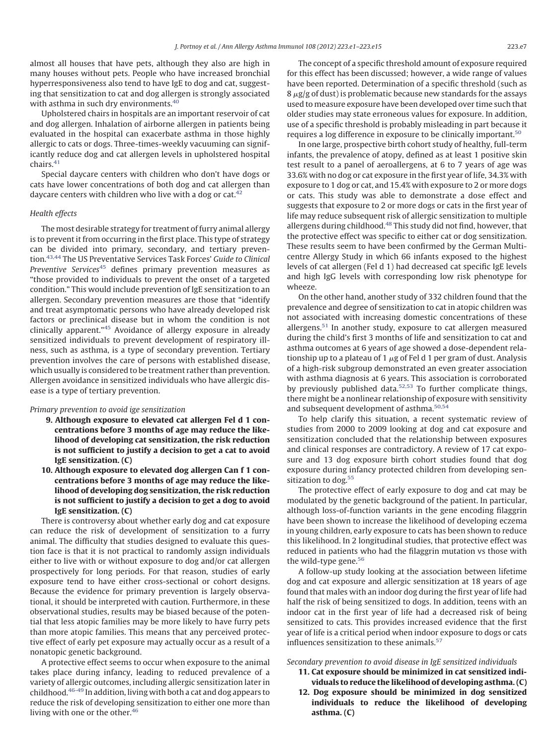almost all houses that have pets, although they also are high in many houses without pets. People who have increased bronchial hyperresponsiveness also tend to have IgE to dog and cat, suggesting that sensitization to cat and dog allergen is strongly associated with asthma in such dry environments.[40]

Upholstered chairs in hospitals are an important reservoir of cat and dog allergen. Inhalation of airborne allergen in patients being evaluated in the hospital can exacerbate asthma in those highly allergic to cats or dogs. Three-times-weekly vacuuming can significantly reduce dog and cat allergen levels in upholstered hospital chairs.[41]

Special daycare centers with children who don't have dogs or cats have lower concentrations of both dog and cat allergen than daycare centers with children who live with a dog or cat.[42]

### *Health effects*

The most desirable strategy for treatment of furry animal allergy is to prevent it from occurring in the first place. This type of strategy can be divided into primary, secondary, and tertiary prevention.[43,44] The US Preventative Services Task Forces' *Guide to Clinical Preventive Services*[45] defines primary prevention measures as "those provided to individuals to prevent the onset of a targeted condition." This would include prevention of IgE sensitization to an allergen. Secondary prevention measures are those that "identify and treat asymptomatic persons who have already developed risk factors or preclinical disease but in whom the condition is not clinically apparent."[45] Avoidance of allergy exposure in already sensitized individuals to prevent development of respiratory illness, such as asthma, is a type of secondary prevention. Tertiary prevention involves the care of persons with established disease, which usually is considered to be treatment rather than prevention. Allergen avoidance in sensitized individuals who have allergic disease is a type of tertiary prevention.

#### *Primary prevention to avoid ige sensitization*

**9. Although exposure to elevated cat allergen Fel d 1 concentrations before 3 months of age may reduce the likelihood of developing cat sensitization, the risk reduction is not sufficient to justify a decision to get a cat to avoid IgE sensitization. (C)**

**10. Although exposure to elevated dog allergen Can f 1 concentrations before 3 months of age may reduce the likelihood of developing dog sensitization, the risk reduction is not sufficient to justify a decision to get a dog to avoid IgE sensitization. (C)**

There is controversy about whether early dog and cat exposure can reduce the risk of development of sensitization to a furry animal. The difficulty that studies designed to evaluate this question face is that it is not practical to randomly assign individuals either to live with or without exposure to dog and/or cat allergen prospectively for long periods. For that reason, studies of early exposure tend to have either cross-sectional or cohort designs. Because the evidence for primary prevention is largely observational, it should be interpreted with caution. Furthermore, in these observational studies, results may be biased because of the potential that less atopic families may be more likely to have furry pets than more atopic families. This means that any perceived protective effect of early pet exposure may actually occur as a result of a nonatopic genetic background.

A protective effect seems to occur when exposure to the animal takes place during infancy, leading to reduced prevalence of a variety of allergic outcomes, including allergic sensitization later in childhood.[46–49] In addition, living with both a cat and dog appears to reduce the risk of developing sensitization to either one more than living with one or the other.[46]

The concept of a specific threshold amount of exposure required for this effect has been discussed; however, a wide range of values have been reported. Determination of a specific threshold (such as 8 $\mu$g/g of dust) is problematic because new standards for the assays used to measure exposure have been developed over time such that older studies may state erroneous values for exposure. In addition, use of a specific threshold is probably misleading in part because it requires a log difference in exposure to be clinically important.[50]

In one large, prospective birth cohort study of healthy, full-term infants, the prevalence of atopy, defined as at least 1 positive skin test result to a panel of aeroallergens, at 6 to 7 years of age was 33.6% with no dog or cat exposure in the first year of life, 34.3% with exposure to 1 dog or cat, and 15.4% with exposure to 2 or more dogs or cats. This study was able to demonstrate a dose effect and suggests that exposure to 2 or more dogs or cats in the first year of life may reduce subsequent risk of allergic sensitization to multiple allergens during childhood.[48] This study did not find, however, that the protective effect was specific to either cat or dog sensitization. These results seem to have been confirmed by the German Multicentre Allergy Study in which 66 infants exposed to the highest levels of cat allergen (Fel d 1) had decreased cat specific IgE levels and high IgG levels with corresponding low risk phenotype for wheeze.

On the other hand, another study of 332 children found that the prevalence and degree of sensitization to cat in atopic children was not associated with increasing domestic concentrations of these allergens.[51] In another study, exposure to cat allergen measured during the child's first 3 months of life and sensitization to cat and asthma outcomes at 6 years of age showed a dose-dependent relationship up to a plateau of 1 $\mu$g of Fel d 1 per gram of dust. Analysis of a high-risk subgroup demonstrated an even greater association with asthma diagnosis at 6 years. This association is corroborated by previously published data.[52,53] To further complicate things, there might be a nonlinear relationship of exposure with sensitivity and subsequent development of asthma.[50,54]

To help clarify this situation, a recent systematic review of studies from 2000 to 2009 looking at dog and cat exposure and sensitization concluded that the relationship between exposures and clinical responses are contradictory. A review of 17 cat exposure and 13 dog exposure birth cohort studies found that dog exposure during infancy protected children from developing sensitization to dog.[55]

The protective effect of early exposure to dog and cat may be modulated by the genetic background of the patient. In particular, although loss-of-function variants in the gene encoding filaggrin have been shown to increase the likelihood of developing eczema in young children, early exposure to cats has been shown to reduce this likelihood. In 2 longitudinal studies, that protective effect was reduced in patients who had the filaggrin mutation vs those with the wild-type gene.[56]

A follow-up study looking at the association between lifetime dog and cat exposure and allergic sensitization at 18 years of age found that males with an indoor dog during the first year of life had half the risk of being sensitized to dogs. In addition, teens with an indoor cat in the first year of life had a decreased risk of being sensitized to cats. This provides increased evidence that the first year of life is a critical period when indoor exposure to dogs or cats influences sensitization to these animals.[57]

#### *Secondary prevention to avoid disease in IgE sensitized individuals*

**11. Cat exposure should be minimized in cat sensitized individuals to reduce the likelihood of developing asthma. (C)**

**12. Dog exposure should be minimized in dog sensitized individuals to reduce the likelihood of developing asthma. (C)**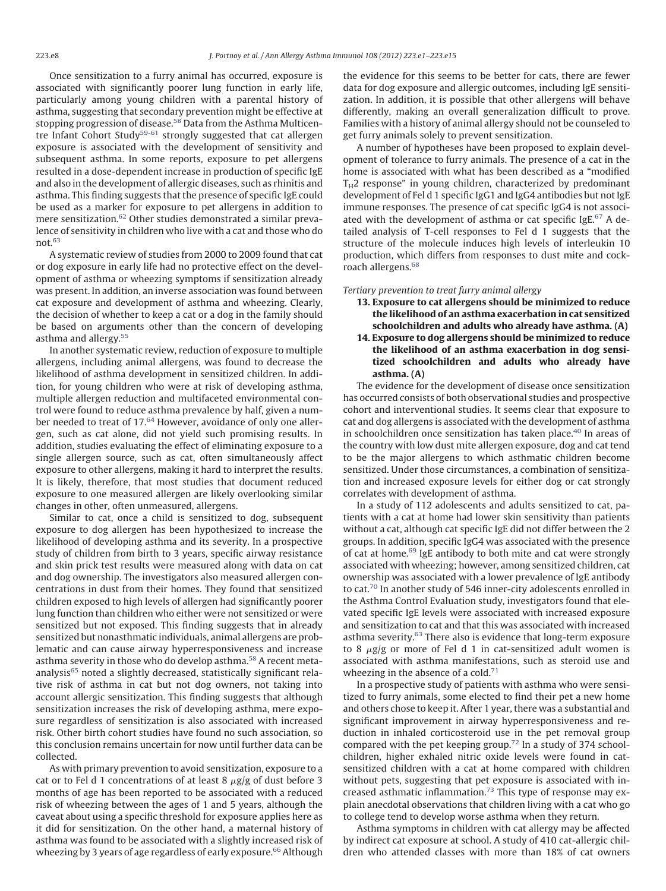Once sensitization to a furry animal has occurred, exposure is associated with significantly poorer lung function in early life, particularly among young children with a parental history of asthma, suggesting that secondary prevention might be effective at stopping progression of disease.[58] Data from the Asthma Multicentre Infant Cohort Study[59-61] strongly suggested that cat allergen exposure is associated with the development of sensitivity and subsequent asthma. In some reports, exposure to pet allergens resulted in a dose-dependent increase in production of specific IgE and also in the development of allergic diseases, such as rhinitis and asthma. This finding suggests that the presence of specific IgE could be used as a marker for exposure to pet allergens in addition to mere sensitization.[62] Other studies demonstrated a similar prevalence of sensitivity in children who live with a cat and those who do not.[63]

A systematic review of studies from 2000 to 2009 found that cat or dog exposure in early life had no protective effect on the development of asthma or wheezing symptoms if sensitization already was present. In addition, an inverse association was found between cat exposure and development of asthma and wheezing. Clearly, the decision of whether to keep a cat or a dog in the family should be based on arguments other than the concern of developing asthma and allergy.[55]

In another systematic review, reduction of exposure to multiple allergens, including animal allergens, was found to decrease the likelihood of asthma development in sensitized children. In addition, for young children who were at risk of developing asthma, multiple allergen reduction and multifaceted environmental control were found to reduce asthma prevalence by half, given a number needed to treat of 17.[64] However, avoidance of only one allergen, such as cat alone, did not yield such promising results. In addition, studies evaluating the effect of eliminating exposure to a single allergen source, such as cat, often simultaneously affect exposure to other allergens, making it hard to interpret the results. It is likely, therefore, that most studies that document reduced exposure to one measured allergen are likely overlooking similar changes in other, often unmeasured, allergens.

Similar to cat, once a child is sensitized to dog, subsequent exposure to dog allergen has been hypothesized to increase the likelihood of developing asthma and its severity. In a prospective study of children from birth to 3 years, specific airway resistance and skin prick test results were measured along with data on cat and dog ownership. The investigators also measured allergen concentrations in dust from their homes. They found that sensitized children exposed to high levels of allergen had significantly poorer lung function than children who either were not sensitized or were sensitized but not exposed. This finding suggests that in already sensitized but nonasthmatic individuals, animal allergens are problematic and can cause airway hyperresponsiveness and increase asthma severity in those who do develop asthma.[58] A recent meta-analysis[65] noted a slightly decreased, statistically significant relative risk of asthma in cat but not dog owners, not taking into account allergic sensitization. This finding suggests that although sensitization increases the risk of developing asthma, mere exposure regardless of sensitization is also associated with increased risk. Other birth cohort studies have found no such association, so this conclusion remains uncertain for now until further data can be collected.

As with primary prevention to avoid sensitization, exposure to a cat or to Fel d 1 concentrations of at least 8 $\mu$g/g of dust before 3 months of age has been reported to be associated with a reduced risk of wheezing between the ages of 1 and 5 years, although the caveat about using a specific threshold for exposure applies here as it did for sensitization. On the other hand, a maternal history of asthma was found to be associated with a slightly increased risk of wheezing by 3 years of age regardless of early exposure.[66] Although the evidence for this seems to be better for cats, there are fewer data for dog exposure and allergic outcomes, including IgE sensitization. In addition, it is possible that other allergens will behave differently, making an overall generalization difficult to prove. Families with a history of animal allergy should not be counseled to get furry animals solely to prevent sensitization.

A number of hypotheses have been proposed to explain development of tolerance to furry animals. The presence of a cat in the home is associated with what has been described as a "modified $T_H2$ response" in young children, characterized by predominant development of Fel d 1 specific IgG1 and IgG4 antibodies but not IgE immune responses. The presence of cat specific IgG4 is not associated with the development of asthma or cat specific IgE.[67] A detailed analysis of T-cell responses to Fel d 1 suggests that the structure of the molecule induces high levels of interleukin 10 production, which differs from responses to dust mite and cockroach allergens.[68]

*Tertiary prevention to treat furry animal allergy*

**13. Exposure to cat allergens should be minimized to reduce the likelihood of an asthma exacerbation in cat sensitized schoolchildren and adults who already have asthma. (A)**

**14. Exposure to dog allergens should be minimized to reduce the likelihood of an asthma exacerbation in dog sensitized schoolchildren and adults who already have asthma. (A)**

The evidence for the development of disease once sensitization has occurred consists of both observational studies and prospective cohort and interventional studies. It seems clear that exposure to cat and dog allergens is associated with the development of asthma in schoolchildren once sensitization has taken place.[40] In areas of the country with low dust mite allergen exposure, dog and cat tend to be the major allergens to which asthmatic children become sensitized. Under those circumstances, a combination of sensitization and increased exposure levels for either dog or cat strongly correlates with development of asthma.

In a study of 112 adolescents and adults sensitized to cat, patients with a cat at home had lower skin sensitivity than patients without a cat, although cat specific IgE did not differ between the 2 groups. In addition, specific IgG4 was associated with the presence of cat at home.[69] IgE antibody to both mite and cat were strongly associated with wheezing; however, among sensitized children, cat ownership was associated with a lower prevalence of IgE antibody to cat.[70] In another study of 546 inner-city adolescents enrolled in the Asthma Control Evaluation study, investigators found that elevated specific IgE levels were associated with increased exposure and sensitization to cat and that this was associated with increased asthma severity.[63] There also is evidence that long-term exposure to 8 $\mu$g/g or more of Fel d 1 in cat-sensitized adult women is associated with asthma manifestations, such as steroid use and wheezing in the absence of a cold.[71]

In a prospective study of patients with asthma who were sensitized to furry animals, some elected to find their pet a new home and others chose to keep it. After 1 year, there was a substantial and significant improvement in airway hyperresponsiveness and reduction in inhaled corticosteroid use in the pet removal group compared with the pet keeping group.[72] In a study of 374 schoolchildren, higher exhaled nitric oxide levels were found in cat-sensitized children with a cat at home compared with children without pets, suggesting that pet exposure is associated with increased asthmatic inflammation.[73] This type of response may explain anecdotal observations that children living with a cat who go to college tend to develop worse asthma when they return.

Asthma symptoms in children with cat allergy may be affected by indirect cat exposure at school. A study of 410 cat-allergic children who attended classes with more than 18% of cat owners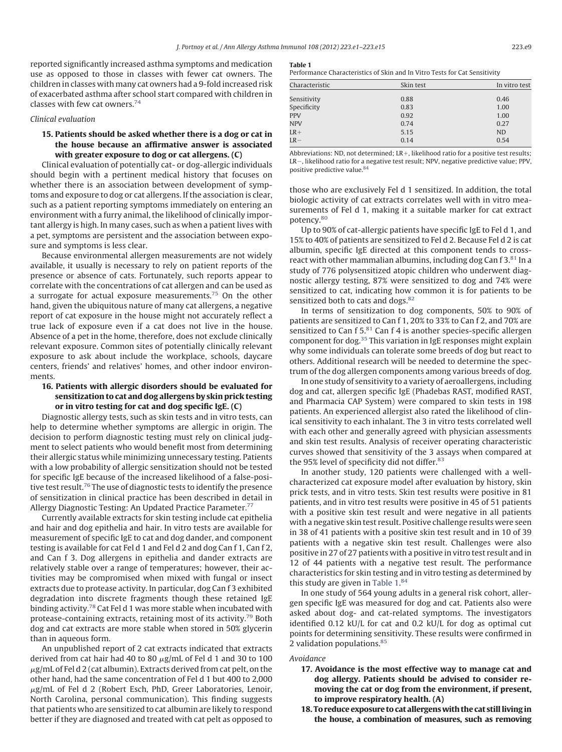reported significantly increased asthma symptoms and medication use as opposed to those in classes with fewer cat owners. The children in classes with many cat owners had a 9-fold increased risk of exacerbated asthma after school start compared with children in classes with few cat owners.[74]

*Clinical evaluation*

**15. Patients should be asked whether there is a dog or cat in the house because an affirmative answer is associated with greater exposure to dog or cat allergens. (C)**

Clinical evaluation of potentially cat- or dog-allergic individuals should begin with a pertinent medical history that focuses on whether there is an association between development of symptoms and exposure to dog or cat allergens. If the association is clear, such as a patient reporting symptoms immediately on entering an environment with a furry animal, the likelihood of clinically important allergy is high. In many cases, such as when a patient lives with a pet, symptoms are persistent and the association between exposure and symptoms is less clear.

Because environmental allergen measurements are not widely available, it usually is necessary to rely on patient reports of the presence or absence of cats. Fortunately, such reports appear to correlate with the concentrations of cat allergen and can be used as a surrogate for actual exposure measurements.[75] On the other hand, given the ubiquitous nature of many cat allergens, a negative report of cat exposure in the house might not accurately reflect a true lack of exposure even if a cat does not live in the house. Absence of a pet in the home, therefore, does not exclude clinically relevant exposure. Common sites of potentially clinically relevant exposure to ask about include the workplace, schools, daycare centers, friends' and relatives' homes, and other indoor environments.

**16. Patients with allergic disorders should be evaluated for sensitization to cat and dog allergens by skin prick testing or in vitro testing for cat and dog specific IgE. (C)**

Diagnostic allergy tests, such as skin tests and in vitro tests, can help to determine whether symptoms are allergic in origin. The decision to perform diagnostic testing must rely on clinical judgment to select patients who would benefit most from determining their allergic status while minimizing unnecessary testing. Patients with a low probability of allergic sensitization should not be tested for specific IgE because of the increased likelihood of a false-positive test result.[76] The use of diagnostic tests to identify the presence of sensitization in clinical practice has been described in detail in Allergy Diagnostic Testing: An Updated Practice Parameter.[77]

Currently available extracts for skin testing include cat epithelia and hair and dog epithelia and hair. In vitro tests are available for measurement of specific IgE to cat and dog dander, and component testing is available for cat Fel d 1 and Fel d 2 and dog Can f 1, Can f 2, and Can f 3. Dog allergens in epithelia and dander extracts are relatively stable over a range of temperatures; however, their activities may be compromised when mixed with fungal or insect extracts due to protease activity. In particular, dog Can f 3 exhibited degradation into discrete fragments though these retained IgE binding activity.[78] Cat Fel d 1 was more stable when incubated with protease-containing extracts, retaining most of its activity.[79] Both dog and cat extracts are more stable when stored in 50% glycerin than in aqueous form.

An unpublished report of 2 cat extracts indicated that extracts derived from cat hair had 40 to 80 $\mu$g/mL of Fel d 1 and 30 to 100 $\mu$g/mL of Fel d 2 (cat albumin). Extracts derived from cat pelt, on the other hand, had the same concentration of Fel d 1 but 400 to 2,000 $\mu$g/mL of Fel d 2 (Robert Esch, PhD, Greer Laboratories, Lenoir, North Carolina, personal communication). This finding suggests that patients who are sensitized to cat albumin are likely to respond better if they are diagnosed and treated with cat pelt as opposed to those who are exclusively Fel d 1 sensitized. In addition, the total biologic activity of cat extracts correlates well with in vitro measurements of Fel d 1, making it a suitable marker for cat extract potency.[80]

Up to 90% of cat-allergic patients have specific IgE to Fel d 1, and 15% to 40% of patients are sensitized to Fel d 2. Because Fel d 2 is cat albumin, specific IgE directed at this component tends to cross-react with other mammalian albumins, including dog Can f 3.[81] In a study of 776 polysensitized atopic children who underwent diagnostic allergy testing, 87% were sensitized to dog and 74% were sensitized to cat, indicating how common it is for patients to be sensitized both to cats and dogs.[82]

In terms of sensitization to dog components, 50% to 90% of patients are sensitized to Can f 1, 20% to 33% to Can f 2, and 70% are sensitized to Can f 5.[81] Can f 4 is another species-specific allergen component for dog.[35] This variation in IgE responses might explain why some individuals can tolerate some breeds of dog but react to others. Additional research will be needed to determine the spectrum of the dog allergen components among various breeds of dog.

In one study of sensitivity to a variety of aeroallergens, including dog and cat, allergen specific IgE (Phadebas RAST, modified RAST, and Pharmacia CAP System) were compared to skin tests in 198 patients. An experienced allergist also rated the likelihood of clinical sensitivity to each inhalant. The 3 in vitro tests correlated well with each other and generally agreed with physician assessments and skin test results. Analysis of receiver operating characteristic curves showed that sensitivity of the 3 assays when compared at the 95% level of specificity did not differ.[83]

In another study, 120 patients were challenged with a well-characterized cat exposure model after evaluation by history, skin prick tests, and in vitro tests. Skin test results were positive in 81 patients, and in vitro test results were positive in 45 of 51 patients with a positive skin test result and were negative in all patients with a negative skin test result. Positive challenge results were seen in 38 of 41 patients with a positive skin test result and in 10 of 39 patients with a negative skin test result. Challenges were also positive in 27 of 27 patients with a positive in vitro test result and in 12 of 44 patients with a negative test result. The performance characteristics for skin testing and in vitro testing as determined by this study are given in Table 1.[84]

**Table 1**
Performance Characteristics of Skin and In Vitro Tests for Cat Sensitivity

| Characteristic | Skin test | In vitro test |
|---|---|---|
| Sensitivity | 0.88 | 0.46 |
| Specificity | 0.83 | 1.00 |
| PPV | 0.92 | 1.00 |
| NPV | 0.74 | 0.27 |
| LR+ | 5.15 | ND |
| LR− | 0.14 | 0.54 |

Abbreviations: ND, not determined; LR+, likelihood ratio for a positive test results; LR−, likelihood ratio for a negative test result; NPV, negative predictive value; PPV, positive predictive value.[84]

In one study of 564 young adults in a general risk cohort, allergen specific IgE was measured for dog and cat. Patients also were asked about dog- and cat-related symptoms. The investigators identified 0.12 kU/L for cat and 0.2 kU/L for dog as optimal cut points for determining sensitivity. These results were confirmed in 2 validation populations.[85]

*Avoidance*

**17. Avoidance is the most effective way to manage cat and dog allergy. Patients should be advised to consider removing the cat or dog from the environment, if present, to improve respiratory health. (A)**

**18. To reduce exposure to cat allergens with the cat still living in the house, a combination of measures, such as removing**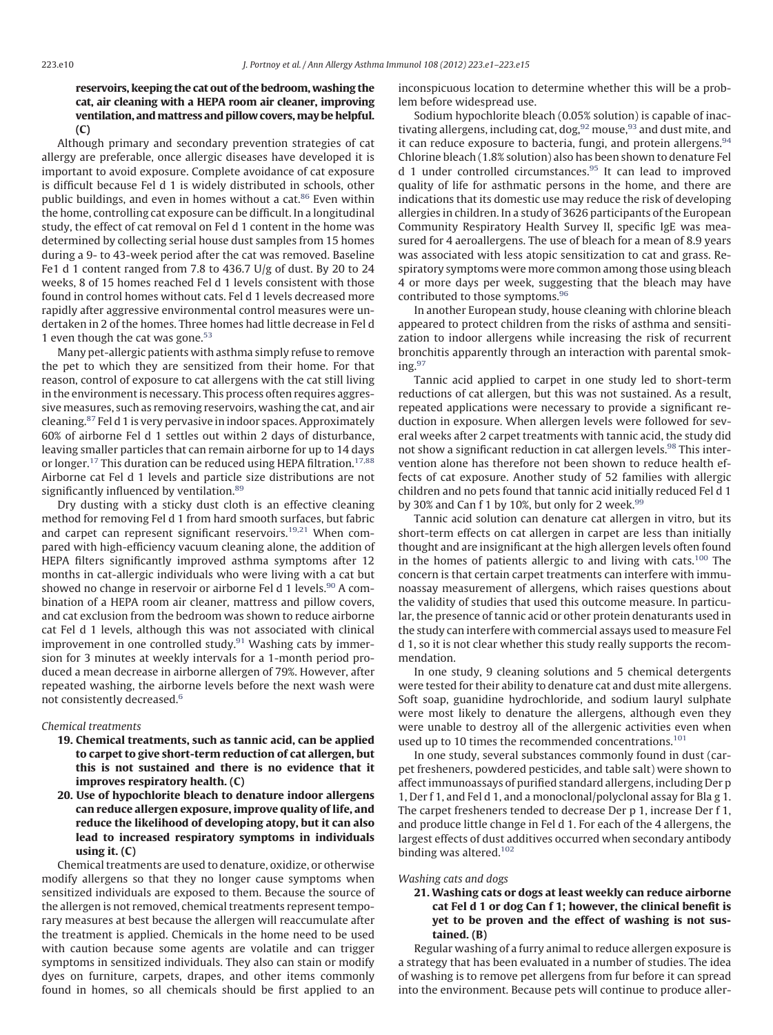**reservoirs, keeping the cat out of the bedroom, washing the cat, air cleaning with a HEPA room air cleaner, improving ventilation, and mattress and pillow covers, may be helpful. (C)**

Although primary and secondary prevention strategies of cat allergy are preferable, once allergic diseases have developed it is important to avoid exposure. Complete avoidance of cat exposure is difficult because Fel d 1 is widely distributed in schools, other public buildings, and even in homes without a cat.[86] Even within the home, controlling cat exposure can be difficult. In a longitudinal study, the effect of cat removal on Fel d 1 content in the home was determined by collecting serial house dust samples from 15 homes during a 9- to 43-week period after the cat was removed. Baseline Fe1 d 1 content ranged from 7.8 to 436.7 U/g of dust. By 20 to 24 weeks, 8 of 15 homes reached Fel d 1 levels consistent with those found in control homes without cats. Fel d 1 levels decreased more rapidly after aggressive environmental control measures were undertaken in 2 of the homes. Three homes had little decrease in Fel d 1 even though the cat was gone.[53]

Many pet-allergic patients with asthma simply refuse to remove the pet to which they are sensitized from their home. For that reason, control of exposure to cat allergens with the cat still living in the environment is necessary. This process often requires aggressive measures, such as removing reservoirs, washing the cat, and air cleaning.[87] Fel d 1 is very pervasive in indoor spaces. Approximately 60% of airborne Fel d 1 settles out within 2 days of disturbance, leaving smaller particles that can remain airborne for up to 14 days or longer.[17] This duration can be reduced using HEPA filtration.[17,88] Airborne cat Fel d 1 levels and particle size distributions are not significantly influenced by ventilation.[89]

Dry dusting with a sticky dust cloth is an effective cleaning method for removing Fel d 1 from hard smooth surfaces, but fabric and carpet can represent significant reservoirs.[19,21] When compared with high-efficiency vacuum cleaning alone, the addition of HEPA filters significantly improved asthma symptoms after 12 months in cat-allergic individuals who were living with a cat but showed no change in reservoir or airborne Fel d 1 levels.[90] A combination of a HEPA room air cleaner, mattress and pillow covers, and cat exclusion from the bedroom was shown to reduce airborne cat Fel d 1 levels, although this was not associated with clinical improvement in one controlled study.[91] Washing cats by immersion for 3 minutes at weekly intervals for a 1-month period produced a mean decrease in airborne allergen of 79%. However, after repeated washing, the airborne levels before the next wash were not consistently decreased.[6]

*Chemical treatments*

19. **Chemical treatments, such as tannic acid, can be applied to carpet to give short-term reduction of cat allergen, but this is not sustained and there is no evidence that it improves respiratory health. (C)**
20. **Use of hypochlorite bleach to denature indoor allergens can reduce allergen exposure, improve quality of life, and reduce the likelihood of developing atopy, but it can also lead to increased respiratory symptoms in individuals using it. (C)**

Chemical treatments are used to denature, oxidize, or otherwise modify allergens so that they no longer cause symptoms when sensitized individuals are exposed to them. Because the source of the allergen is not removed, chemical treatments represent temporary measures at best because the allergen will reaccumulate after the treatment is applied. Chemicals in the home need to be used with caution because some agents are volatile and can trigger symptoms in sensitized individuals. They also can stain or modify dyes on furniture, carpets, drapes, and other items commonly found in homes, so all chemicals should be first applied to an inconspicuous location to determine whether this will be a problem before widespread use.

Sodium hypochlorite bleach (0.05% solution) is capable of inactivating allergens, including cat, dog,[92] mouse,[93] and dust mite, and it can reduce exposure to bacteria, fungi, and protein allergens.[94] Chlorine bleach (1.8% solution) also has been shown to denature Fel d 1 under controlled circumstances.[95] It can lead to improved quality of life for asthmatic persons in the home, and there are indications that its domestic use may reduce the risk of developing allergies in children. In a study of 3626 participants of the European Community Respiratory Health Survey II, specific IgE was measured for 4 aeroallergens. The use of bleach for a mean of 8.9 years was associated with less atopic sensitization to cat and grass. Respiratory symptoms were more common among those using bleach 4 or more days per week, suggesting that the bleach may have contributed to those symptoms.[96]

In another European study, house cleaning with chlorine bleach appeared to protect children from the risks of asthma and sensitization to indoor allergens while increasing the risk of recurrent bronchitis apparently through an interaction with parental smoking.[97]

Tannic acid applied to carpet in one study led to short-term reductions of cat allergen, but this was not sustained. As a result, repeated applications were necessary to provide a significant reduction in exposure. When allergen levels were followed for several weeks after 2 carpet treatments with tannic acid, the study did not show a significant reduction in cat allergen levels.[98] This intervention alone has therefore not been shown to reduce health effects of cat exposure. Another study of 52 families with allergic children and no pets found that tannic acid initially reduced Fel d 1 by 30% and Can f 1 by 10%, but only for 2 week.[99]

Tannic acid solution can denature cat allergen in vitro, but its short-term effects on cat allergen in carpet are less than initially thought and are insignificant at the high allergen levels often found in the homes of patients allergic to and living with cats.[100] The concern is that certain carpet treatments can interfere with immunoassay measurement of allergens, which raises questions about the validity of studies that used this outcome measure. In particular, the presence of tannic acid or other protein denaturants used in the study can interfere with commercial assays used to measure Fel d 1, so it is not clear whether this study really supports the recommendation.

In one study, 9 cleaning solutions and 5 chemical detergents were tested for their ability to denature cat and dust mite allergens. Soft soap, guanidine hydrochloride, and sodium lauryl sulphate were most likely to denature the allergens, although even they were unable to destroy all of the allergenic activities even when used up to 10 times the recommended concentrations.[101]

In one study, several substances commonly found in dust (carpet fresheners, powdered pesticides, and table salt) were shown to affect immunoassays of purified standard allergens, including Der p 1, Der f 1, and Fel d 1, and a monoclonal/polyclonal assay for Bla g 1. The carpet fresheners tended to decrease Der p 1, increase Der f 1, and produce little change in Fel d 1. For each of the 4 allergens, the largest effects of dust additives occurred when secondary antibody binding was altered.[102]

*Washing cats and dogs*

21. **Washing cats or dogs at least weekly can reduce airborne cat Fel d 1 or dog Can f 1; however, the clinical benefit is yet to be proven and the effect of washing is not sustained. (B)**

Regular washing of a furry animal to reduce allergen exposure is a strategy that has been evaluated in a number of studies. The idea of washing is to remove pet allergens from fur before it can spread into the environment. Because pets will continue to produce aller-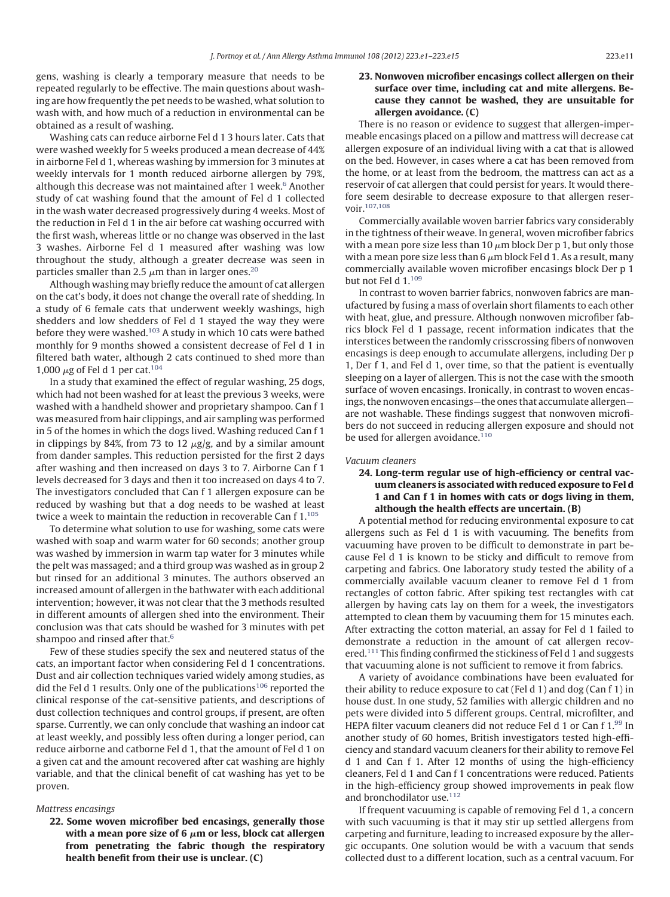gens, washing is clearly a temporary measure that needs to be repeated regularly to be effective. The main questions about washing are how frequently the pet needs to be washed, what solution to wash with, and how much of a reduction in environmental can be obtained as a result of washing.

Washing cats can reduce airborne Fel d 1 3 hours later. Cats that were washed weekly for 5 weeks produced a mean decrease of 44% in airborne Fel d 1, whereas washing by immersion for 3 minutes at weekly intervals for 1 month reduced airborne allergen by 79%, although this decrease was not maintained after 1 week.[6] Another study of cat washing found that the amount of Fel d 1 collected in the wash water decreased progressively during 4 weeks. Most of the reduction in Fel d 1 in the air before cat washing occurred with the first wash, whereas little or no change was observed in the last 3 washes. Airborne Fel d 1 measured after washing was low throughout the study, although a greater decrease was seen in particles smaller than 2.5 $\mu$m than in larger ones.[20]

Although washing may briefly reduce the amount of cat allergen on the cat's body, it does not change the overall rate of shedding. In a study of 6 female cats that underwent weekly washings, high shedders and low shedders of Fel d 1 stayed the way they were before they were washed.[103] A study in which 10 cats were bathed monthly for 9 months showed a consistent decrease of Fel d 1 in filtered bath water, although 2 cats continued to shed more than 1,000 $\mu$g of Fel d 1 per cat.[104]

In a study that examined the effect of regular washing, 25 dogs, which had not been washed for at least the previous 3 weeks, were washed with a handheld shower and proprietary shampoo. Can f 1 was measured from hair clippings, and air sampling was performed in 5 of the homes in which the dogs lived. Washing reduced Can f 1 in clippings by 84%, from 73 to 12 $\mu$g/g, and by a similar amount from dander samples. This reduction persisted for the first 2 days after washing and then increased on days 3 to 7. Airborne Can f 1 levels decreased for 3 days and then it too increased on days 4 to 7. The investigators concluded that Can f 1 allergen exposure can be reduced by washing but that a dog needs to be washed at least twice a week to maintain the reduction in recoverable Can f 1.[105]

To determine what solution to use for washing, some cats were washed with soap and warm water for 60 seconds; another group was washed by immersion in warm tap water for 3 minutes while the pelt was massaged; and a third group was washed as in group 2 but rinsed for an additional 3 minutes. The authors observed an increased amount of allergen in the bathwater with each additional intervention; however, it was not clear that the 3 methods resulted in different amounts of allergen shed into the environment. Their conclusion was that cats should be washed for 3 minutes with pet shampoo and rinsed after that.[6]

Few of these studies specify the sex and neutered status of the cats, an important factor when considering Fel d 1 concentrations. Dust and air collection techniques varied widely among studies, as did the Fel d 1 results. Only one of the publications[106] reported the clinical response of the cat-sensitive patients, and descriptions of dust collection techniques and control groups, if present, are often sparse. Currently, we can only conclude that washing an indoor cat at least weekly, and possibly less often during a longer period, can reduce airborne and catborne Fel d 1, that the amount of Fel d 1 on a given cat and the amount recovered after cat washing are highly variable, and that the clinical benefit of cat washing has yet to be proven.

*Mattress encasings*

**22. Some woven microfiber bed encasings, generally those with a mean pore size of 6 $\mu$m or less, block cat allergen from penetrating the fabric though the respiratory health benefit from their use is unclear. (C)**

**23. Nonwoven microfiber encasings collect allergen on their surface over time, including cat and mite allergens. Because they cannot be washed, they are unsuitable for allergen avoidance. (C)**

There is no reason or evidence to suggest that allergen-impermeable encasings placed on a pillow and mattress will decrease cat allergen exposure of an individual living with a cat that is allowed on the bed. However, in cases where a cat has been removed from the home, or at least from the bedroom, the mattress can act as a reservoir of cat allergen that could persist for years. It would therefore seem desirable to decrease exposure to that allergen reservoir.[107,108]

Commercially available woven barrier fabrics vary considerably in the tightness of their weave. In general, woven microfiber fabrics with a mean pore size less than 10 $\mu$m block Der p 1, but only those with a mean pore size less than 6 $\mu$m block Fel d 1. As a result, many commercially available woven microfiber encasings block Der p 1 but not Fel d 1.[109]

In contrast to woven barrier fabrics, nonwoven fabrics are manufactured by fusing a mass of overlain short filaments to each other with heat, glue, and pressure. Although nonwoven microfiber fabrics block Fel d 1 passage, recent information indicates that the interstices between the randomly crisscrossing fibers of nonwoven encasings is deep enough to accumulate allergens, including Der p 1, Der f 1, and Fel d 1, over time, so that the patient is eventually sleeping on a layer of allergen. This is not the case with the smooth surface of woven encasings. Ironically, in contrast to woven encasings, the nonwoven encasings—the ones that accumulate allergen—are not washable. These findings suggest that nonwoven microfibers do not succeed in reducing allergen exposure and should not be used for allergen avoidance.[110]

*Vacuum cleaners*

**24. Long-term regular use of high-efficiency or central vacuum cleaners is associated with reduced exposure to Fel d 1 and Can f 1 in homes with cats or dogs living in them, although the health effects are uncertain. (B)**

A potential method for reducing environmental exposure to cat allergens such as Fel d 1 is with vacuuming. The benefits from vacuuming have proven to be difficult to demonstrate in part because Fel d 1 is known to be sticky and difficult to remove from carpeting and fabrics. One laboratory study tested the ability of a commercially available vacuum cleaner to remove Fel d 1 from rectangles of cotton fabric. After spiking test rectangles with cat allergen by having cats lay on them for a week, the investigators attempted to clean them by vacuuming them for 15 minutes each. After extracting the cotton material, an assay for Fel d 1 failed to demonstrate a reduction in the amount of cat allergen recovered.[111] This finding confirmed the stickiness of Fel d 1 and suggests that vacuuming alone is not sufficient to remove it from fabrics.

A variety of avoidance combinations have been evaluated for their ability to reduce exposure to cat (Fel d 1) and dog (Can f 1) in house dust. In one study, 52 families with allergic children and no pets were divided into 5 different groups. Central, microfilter, and HEPA filter vacuum cleaners did not reduce Fel d 1 or Can f 1.[99] In another study of 60 homes, British investigators tested high-efficiency and standard vacuum cleaners for their ability to remove Fel d 1 and Can f 1. After 12 months of using the high-efficiency cleaners, Fel d 1 and Can f 1 concentrations were reduced. Patients in the high-efficiency group showed improvements in peak flow and bronchodilator use.[112]

If frequent vacuuming is capable of removing Fel d 1, a concern with such vacuuming is that it may stir up settled allergens from carpeting and furniture, leading to increased exposure by the allergic occupants. One solution would be with a vacuum that sends collected dust to a different location, such as a central vacuum. For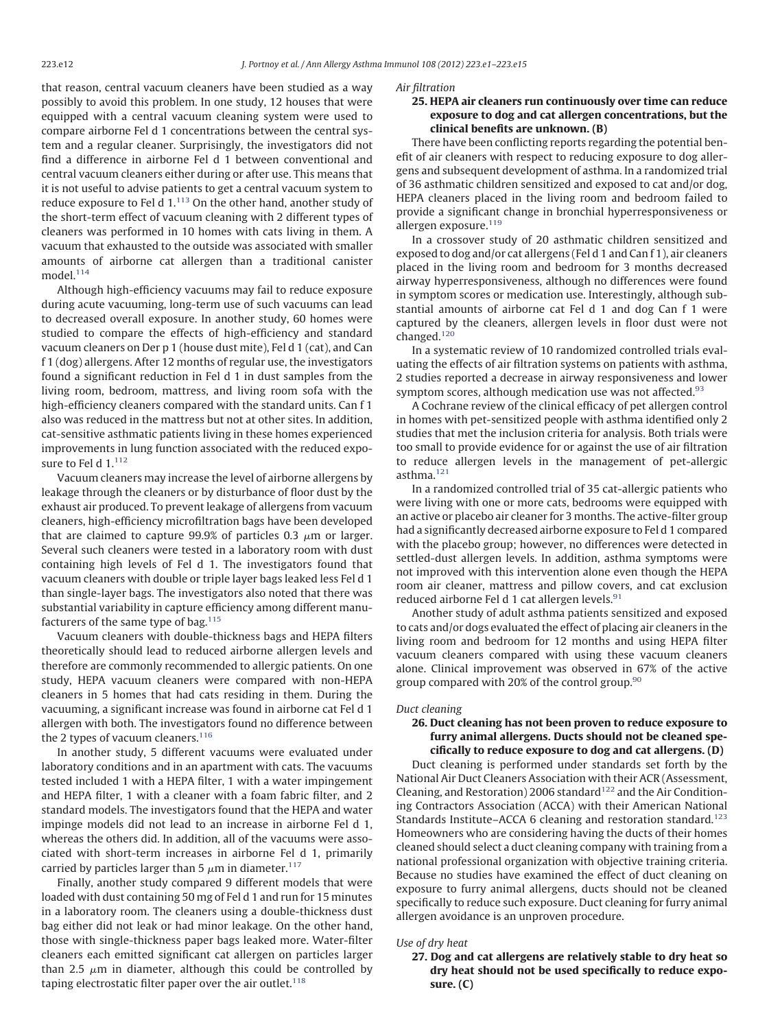that reason, central vacuum cleaners have been studied as a way possibly to avoid this problem. In one study, 12 houses that were equipped with a central vacuum cleaning system were used to compare airborne Fel d 1 concentrations between the central system and a regular cleaner. Surprisingly, the investigators did not find a difference in airborne Fel d 1 between conventional and central vacuum cleaners either during or after use. This means that it is not useful to advise patients to get a central vacuum system to reduce exposure to Fel d 1.[113] On the other hand, another study of the short-term effect of vacuum cleaning with 2 different types of cleaners was performed in 10 homes with cats living in them. A vacuum that exhausted to the outside was associated with smaller amounts of airborne cat allergen than a traditional canister model.[114]

Although high-efficiency vacuums may fail to reduce exposure during acute vacuuming, long-term use of such vacuums can lead to decreased overall exposure. In another study, 60 homes were studied to compare the effects of high-efficiency and standard vacuum cleaners on Der p 1 (house dust mite), Fel d 1 (cat), and Can f 1 (dog) allergens. After 12 months of regular use, the investigators found a significant reduction in Fel d 1 in dust samples from the living room, bedroom, mattress, and living room sofa with the high-efficiency cleaners compared with the standard units. Can f 1 also was reduced in the mattress but not at other sites. In addition, cat-sensitive asthmatic patients living in these homes experienced improvements in lung function associated with the reduced exposure to Fel d 1.[112]

Vacuum cleaners may increase the level of airborne allergens by leakage through the cleaners or by disturbance of floor dust by the exhaust air produced. To prevent leakage of allergens from vacuum cleaners, high-efficiency microfiltration bags have been developed that are claimed to capture 99.9% of particles 0.3 $\mu$m or larger. Several such cleaners were tested in a laboratory room with dust containing high levels of Fel d 1. The investigators found that vacuum cleaners with double or triple layer bags leaked less Fel d 1 than single-layer bags. The investigators also noted that there was substantial variability in capture efficiency among different manufacturers of the same type of bag.[115]

Vacuum cleaners with double-thickness bags and HEPA filters theoretically should lead to reduced airborne allergen levels and therefore are commonly recommended to allergic patients. On one study, HEPA vacuum cleaners were compared with non-HEPA cleaners in 5 homes that had cats residing in them. During the vacuuming, a significant increase was found in airborne cat Fel d 1 allergen with both. The investigators found no difference between the 2 types of vacuum cleaners.[116]

In another study, 5 different vacuums were evaluated under laboratory conditions and in an apartment with cats. The vacuums tested included 1 with a HEPA filter, 1 with a water impingement and HEPA filter, 1 with a cleaner with a foam fabric filter, and 2 standard models. The investigators found that the HEPA and water impinge models did not lead to an increase in airborne Fel d 1, whereas the others did. In addition, all of the vacuums were associated with short-term increases in airborne Fel d 1, primarily carried by particles larger than 5 $\mu$m in diameter.[117]

Finally, another study compared 9 different models that were loaded with dust containing 50 mg of Fel d 1 and run for 15 minutes in a laboratory room. The cleaners using a double-thickness dust bag either did not leak or had minor leakage. On the other hand, those with single-thickness paper bags leaked more. Water-filter cleaners each emitted significant cat allergen on particles larger than 2.5 $\mu$m in diameter, although this could be controlled by taping electrostatic filter paper over the air outlet.[118]

*Air filtration*

**25. HEPA air cleaners run continuously over time can reduce exposure to dog and cat allergen concentrations, but the clinical benefits are unknown. (B)**

There have been conflicting reports regarding the potential benefit of air cleaners with respect to reducing exposure to dog allergens and subsequent development of asthma. In a randomized trial of 36 asthmatic children sensitized and exposed to cat and/or dog, HEPA cleaners placed in the living room and bedroom failed to provide a significant change in bronchial hyperresponsiveness or allergen exposure.[119]

In a crossover study of 20 asthmatic children sensitized and exposed to dog and/or cat allergens (Fel d 1 and Can f 1), air cleaners placed in the living room and bedroom for 3 months decreased airway hyperresponsiveness, although no differences were found in symptom scores or medication use. Interestingly, although substantial amounts of airborne cat Fel d 1 and dog Can f 1 were captured by the cleaners, allergen levels in floor dust were not changed.[120]

In a systematic review of 10 randomized controlled trials evaluating the effects of air filtration systems on patients with asthma, 2 studies reported a decrease in airway responsiveness and lower symptom scores, although medication use was not affected.[93]

A Cochrane review of the clinical efficacy of pet allergen control in homes with pet-sensitized people with asthma identified only 2 studies that met the inclusion criteria for analysis. Both trials were too small to provide evidence for or against the use of air filtration to reduce allergen levels in the management of pet-allergic asthma.[121]

In a randomized controlled trial of 35 cat-allergic patients who were living with one or more cats, bedrooms were equipped with an active or placebo air cleaner for 3 months. The active-filter group had a significantly decreased airborne exposure to Fel d 1 compared with the placebo group; however, no differences were detected in settled-dust allergen levels. In addition, asthma symptoms were not improved with this intervention alone even though the HEPA room air cleaner, mattress and pillow covers, and cat exclusion reduced airborne Fel d 1 cat allergen levels.[91]

Another study of adult asthma patients sensitized and exposed to cats and/or dogs evaluated the effect of placing air cleaners in the living room and bedroom for 12 months and using HEPA filter vacuum cleaners compared with using these vacuum cleaners alone. Clinical improvement was observed in 67% of the active group compared with 20% of the control group.[90]

*Duct cleaning*

**26. Duct cleaning has not been proven to reduce exposure to furry animal allergens. Ducts should not be cleaned specifically to reduce exposure to dog and cat allergens. (D)**

Duct cleaning is performed under standards set forth by the National Air Duct Cleaners Association with their ACR (Assessment, Cleaning, and Restoration) 2006 standard[122] and the Air Conditioning Contractors Association (ACCA) with their American National Standards Institute–ACCA 6 cleaning and restoration standard.[123] Homeowners who are considering having the ducts of their homes cleaned should select a duct cleaning company with training from a national professional organization with objective training criteria. Because no studies have examined the effect of duct cleaning on exposure to furry animal allergens, ducts should not be cleaned specifically to reduce such exposure. Duct cleaning for furry animal allergen avoidance is an unproven procedure.

*Use of dry heat*

**27. Dog and cat allergens are relatively stable to dry heat so dry heat should not be used specifically to reduce exposure. (C)**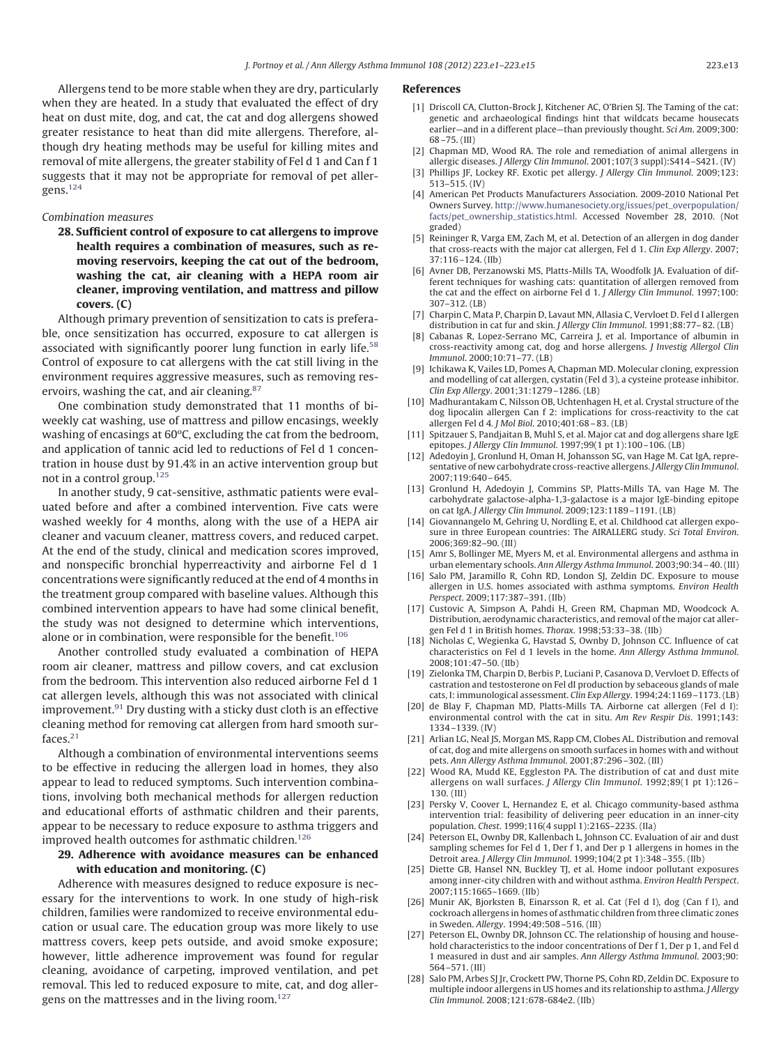Allergens tend to be more stable when they are dry, particularly when they are heated. In a study that evaluated the effect of dry heat on dust mite, dog, and cat, the cat and dog allergens showed greater resistance to heat than did mite allergens. Therefore, although dry heating methods may be useful for killing mites and removal of mite allergens, the greater stability of Fel d 1 and Can f 1 suggests that it may not be appropriate for removal of pet allergens.[124]

*Combination measures*

**28. Sufficient control of exposure to cat allergens to improve health requires a combination of measures, such as removing reservoirs, keeping the cat out of the bedroom, washing the cat, air cleaning with a HEPA room air cleaner, improving ventilation, and mattress and pillow covers. (C)**

Although primary prevention of sensitization to cats is preferable, once sensitization has occurred, exposure to cat allergen is associated with significantly poorer lung function in early life.[58] Control of exposure to cat allergens with the cat still living in the environment requires aggressive measures, such as removing reservoirs, washing the cat, and air cleaning.[87]

One combination study demonstrated that 11 months of biweekly cat washing, use of mattress and pillow encasings, weekly washing of encasings at 60°C, excluding the cat from the bedroom, and application of tannic acid led to reductions of Fel d 1 concentration in house dust by 91.4% in an active intervention group but not in a control group.[125]

In another study, 9 cat-sensitive, asthmatic patients were evaluated before and after a combined intervention. Five cats were washed weekly for 4 months, along with the use of a HEPA air cleaner and vacuum cleaner, mattress covers, and reduced carpet. At the end of the study, clinical and medication scores improved, and nonspecific bronchial hyperreactivity and airborne Fel d 1 concentrations were significantly reduced at the end of 4 months in the treatment group compared with baseline values. Although this combined intervention appears to have had some clinical benefit, the study was not designed to determine which interventions, alone or in combination, were responsible for the benefit.[106]

Another controlled study evaluated a combination of HEPA room air cleaner, mattress and pillow covers, and cat exclusion from the bedroom. This intervention also reduced airborne Fel d 1 cat allergen levels, although this was not associated with clinical improvement.[91] Dry dusting with a sticky dust cloth is an effective cleaning method for removing cat allergen from hard smooth surfaces.[21]

Although a combination of environmental interventions seems to be effective in reducing the allergen load in homes, they also appear to lead to reduced symptoms. Such intervention combinations, involving both mechanical methods for allergen reduction and educational efforts of asthmatic children and their parents, appear to be necessary to reduce exposure to asthma triggers and improved health outcomes for asthmatic children.[126]

**29. Adherence with avoidance measures can be enhanced with education and monitoring. (C)**

Adherence with measures designed to reduce exposure is necessary for the interventions to work. In one study of high-risk children, families were randomized to receive environmental education or usual care. The education group was more likely to use mattress covers, keep pets outside, and avoid smoke exposure; however, little adherence improvement was found for regular cleaning, avoidance of carpeting, improved ventilation, and pet removal. This led to reduced exposure to mite, cat, and dog allergens on the mattresses and in the living room.[127]

## References

[1] Driscoll CA, Clutton-Brock J, Kitchener AC, O'Brien SJ. The Taming of the cat: genetic and archaeological findings hint that wildcats became housecats earlier—and in a different place—than previously thought. *Sci Am*. 2009;300: 68–75. (III)

[2] Chapman MD, Wood RA. The role and remediation of animal allergens in allergic diseases. *J Allergy Clin Immunol*. 2001;107(3 suppl):S414–S421. (IV)

[3] Phillips JF, Lockey RF. Exotic pet allergy. *J Allergy Clin Immunol*. 2009;123: 513–515. (IV)

[4] American Pet Products Manufacturers Association. 2009-2010 National Pet Owners Survey. http://www.humanesociety.org/issues/pet_overpopulation/facts/pet_ownership_statistics.html. Accessed November 28, 2010. (Not graded)

[5] Reininger R, Varga EM, Zach M, et al. Detection of an allergen in dog dander that cross-reacts with the major cat allergen, Fel d 1. *Clin Exp Allergy*. 2007; 37:116–124. (IIb)

[6] Avner DB, Perzanowski MS, Platts-Mills TA, Woodfolk JA. Evaluation of different techniques for washing cats: quantitation of allergen removed from the cat and the effect on airborne Fel d 1. *J Allergy Clin Immunol*. 1997;100: 307–312. (LB)

[7] Charpin C, Mata P, Charpin D, Lavaut MN, Allasia C, Vervloet D. Fel d I allergen distribution in cat fur and skin. *J Allergy Clin Immunol*. 1991;88:77–82. (LB)

[8] Cabanas R, Lopez-Serrano MC, Carreira J, et al. Importance of albumin in cross-reactivity among cat, dog and horse allergens. *J Investig Allergol Clin Immunol*. 2000;10:71–77. (LB)

[9] Ichikawa K, Vailes LD, Pomes A, Chapman MD. Molecular cloning, expression and modelling of cat allergen, cystatin (Fel d 3), a cysteine protease inhibitor. *Clin Exp Allergy*. 2001;31:1279–1286. (LB)

[10] Madhurantakam C, Nilsson OB, Uchtenhagen H, et al. Crystal structure of the dog lipocalin allergen Can f 2: implications for cross-reactivity to the cat allergen Fel d 4. *J Mol Biol*. 2010;401:68–83. (LB)

[11] Spitzauer S, Pandjaitan B, Muhl S, et al. Major cat and dog allergens share IgE epitopes. *J Allergy Clin Immunol*. 1997;99(1 pt 1):100–106. (LB)

[12] Adedoyin J, Gronlund H, Oman H, Johansson SG, van Hage M. Cat IgA, representative of new carbohydrate cross-reactive allergens. *J Allergy Clin Immunol*. 2007;119:640–645.

[13] Gronlund H, Adedoyin J, Commins SP, Platts-Mills TA, van Hage M. The carbohydrate galactose-alpha-1,3-galactose is a major IgE-binding epitope on cat IgA. *J Allergy Clin Immunol*. 2009;123:1189–1191. (LB)

[14] Giovannangelo M, Gehring U, Nordling E, et al. Childhood cat allergen exposure in three European countries: The AIRALLERG study. *Sci Total Environ*. 2006;369:82–90. (III)

[15] Amr S, Bollinger ME, Myers M, et al. Environmental allergens and asthma in urban elementary schools. *Ann Allergy Asthma Immunol*. 2003;90:34–40. (III)

[16] Salo PM, Jaramillo R, Cohn RD, London SJ, Zeldin DC. Exposure to mouse allergen in U.S. homes associated with asthma symptoms. *Environ Health Perspect*. 2009;117:387–391. (IIb)

[17] Custovic A, Simpson A, Pahdi H, Green RM, Chapman MD, Woodcock A. Distribution, aerodynamic characteristics, and removal of the major cat allergen Fel d 1 in British homes. *Thorax*. 1998;53:33–38. (IIb)

[18] Nicholas C, Wegienka G, Havstad S, Ownby D, Johnson CC. Influence of cat characteristics on Fel d 1 levels in the home. *Ann Allergy Asthma Immunol*. 2008;101:47–50. (IIb)

[19] Zielonka TM, Charpin D, Berbis P, Luciani P, Casanova D, Vervloet D. Effects of castration and testosterone on Fel dI production by sebaceous glands of male cats, I: immunological assessment. *Clin Exp Allergy*. 1994;24:1169–1173. (LB)

[20] de Blay F, Chapman MD, Platts-Mills TA. Airborne cat allergen (Fel d I): environmental control with the cat in situ. *Am Rev Respir Dis*. 1991;143: 1334–1339. (IV)

[21] Arlian LG, Neal JS, Morgan MS, Rapp CM, Clobes AL. Distribution and removal of cat, dog and mite allergens on smooth surfaces in homes with and without pets. *Ann Allergy Asthma Immunol*. 2001;87:296–302. (III)

[22] Wood RA, Mudd KE, Eggleston PA. The distribution of cat and dust mite allergens on wall surfaces. *J Allergy Clin Immunol*. 1992;89(1 pt 1):126–130. (III)

[23] Persky V, Coover L, Hernandez E, et al. Chicago community-based asthma intervention trial: feasibility of delivering peer education in an inner-city population. *Chest*. 1999;116(4 suppl 1):216S–223S. (IIa)

[24] Peterson EL, Ownby DR, Kallenbach L, Johnson CC. Evaluation of air and dust sampling schemes for Fel d 1, Der f 1, and Der p 1 allergens in homes in the Detroit area. *J Allergy Clin Immunol*. 1999;104(2 pt 1):348–355. (IIb)

[25] Diette GB, Hansel NN, Buckley TJ, et al. Home indoor pollutant exposures among inner-city children with and without asthma. *Environ Health Perspect*. 2007;115:1665–1669. (IIb)

[26] Munir AK, Bjorksten B, Einarsson R, et al. Cat (Fel d I), dog (Can f I), and cockroach allergens in homes of asthmatic children from three climatic zones in Sweden. *Allergy*. 1994;49:508–516. (III)

[27] Peterson EL, Ownby DR, Johnson CC. The relationship of housing and household characteristics to the indoor concentrations of Der f 1, Der p 1, and Fel d 1 measured in dust and air samples. *Ann Allergy Asthma Immunol*. 2003;90: 564–571. (III)

[28] Salo PM, Arbes SJ Jr, Crockett PW, Thorne PS, Cohn RD, Zeldin DC. Exposure to multiple indoor allergens in US homes and its relationship to asthma. *J Allergy Clin Immunol*. 2008;121:678-684e2. (IIb)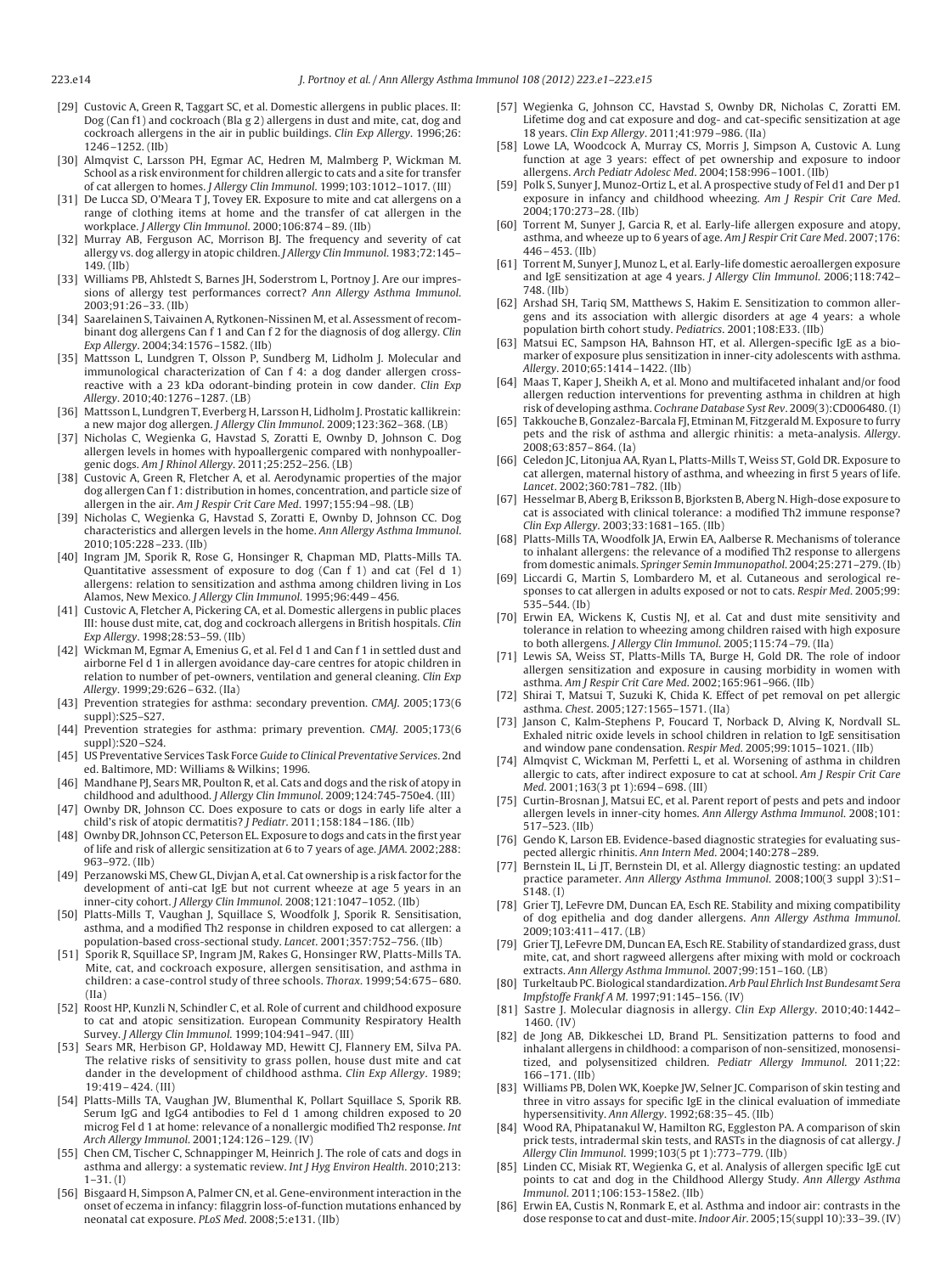[29] Custovic A, Green R, Taggart SC, et al. Domestic allergens in public places. II: Dog (Can f1) and cockroach (Bla g 2) allergens in dust and mite, cat, dog and cockroach allergens in the air in public buildings. *Clin Exp Allergy*. 1996;26: 1246–1252. (IIb)

[30] Almqvist C, Larsson PH, Egmar AC, Hedren M, Malmberg P, Wickman M. School as a risk environment for children allergic to cats and a site for transfer of cat allergen to homes. *J Allergy Clin Immunol*. 1999;103:1012–1017. (III)

[31] De Lucca SD, O'Meara T J, Tovey ER. Exposure to mite and cat allergens on a range of clothing items at home and the transfer of cat allergen in the workplace. *J Allergy Clin Immunol*. 2000;106:874–89. (IIb)

[32] Murray AB, Ferguson AC, Morrison BJ. The frequency and severity of cat allergy vs. dog allergy in atopic children. *J Allergy Clin Immunol*. 1983;72:145–149. (IIb)

[33] Williams PB, Ahlstedt S, Barnes JH, Soderstrom L, Portnoy J. Are our impressions of allergy test performances correct? *Ann Allergy Asthma Immunol*. 2003;91:26–33. (IIb)

[34] Saarelainen S, Taivainen A, Rytkonen-Nissinen M, et al. Assessment of recombinant dog allergens Can f 1 and Can f 2 for the diagnosis of dog allergy. *Clin Exp Allergy*. 2004;34:1576–1582. (IIb)

[35] Mattsson L, Lundgren T, Olsson P, Sundberg M, Lidholm J. Molecular and immunological characterization of Can f 4: a dog dander allergen cross-reactive with a 23 kDa odorant-binding protein in cow dander. *Clin Exp Allergy*. 2010;40:1276–1287. (LB)

[36] Mattsson L, Lundgren T, Everberg H, Larsson H, Lidholm J. Prostatic kallikrein: a new major dog allergen. *J Allergy Clin Immunol*. 2009;123:362–368. (LB)

[37] Nicholas C, Wegienka G, Havstad S, Zoratti E, Ownby D, Johnson C. Dog allergen levels in homes with hypoallergenic compared with nonhypoallergenic dogs. *Am J Rhinol Allergy*. 2011;25:252–256. (LB)

[38] Custovic A, Green R, Fletcher A, et al. Aerodynamic properties of the major dog allergen Can f 1: distribution in homes, concentration, and particle size of allergen in the air. *Am J Respir Crit Care Med*. 1997;155:94–98. (LB)

[39] Nicholas C, Wegienka G, Havstad S, Zoratti E, Ownby D, Johnson CC. Dog characteristics and allergen levels in the home. *Ann Allergy Asthma Immunol*. 2010;105:228–233. (IIb)

[40] Ingram JM, Sporik R, Rose G, Honsinger R, Chapman MD, Platts-Mills TA. Quantitative assessment of exposure to dog (Can f 1) and cat (Fel d 1) allergens: relation to sensitization and asthma among children living in Los Alamos, New Mexico. *J Allergy Clin Immunol*. 1995;96:449–456.

[41] Custovic A, Fletcher A, Pickering CA, et al. Domestic allergens in public places III: house dust mite, cat, dog and cockroach allergens in British hospitals. *Clin Exp Allergy*. 1998;28:53–59. (IIb)

[42] Wickman M, Egmar A, Emenius G, et al. Fel d 1 and Can f 1 in settled dust and airborne Fel d 1 in allergen avoidance day-care centres for atopic children in relation to number of pet-owners, ventilation and general cleaning. *Clin Exp Allergy*. 1999;29:626–632. (IIa)

[43] Prevention strategies for asthma: secondary prevention. *CMAJ*. 2005;173(6 suppl):S25–S27.

[44] Prevention strategies for asthma: primary prevention. *CMAJ*. 2005;173(6 suppl):S20–S24.

[45] US Preventative Services Task Force *Guide to Clinical Preventative Services*. 2nd ed. Baltimore, MD: Williams & Wilkins; 1996.

[46] Mandhane PJ, Sears MR, Poulton R, et al. Cats and dogs and the risk of atopy in childhood and adulthood. *J Allergy Clin Immunol*. 2009;124:745-750e4. (III)

[47] Ownby DR, Johnson CC. Does exposure to cats or dogs in early life alter a child's risk of atopic dermatitis? *J Pediatr*. 2011;158:184–186. (IIb)

[48] Ownby DR, Johnson CC, Peterson EL. Exposure to dogs and cats in the first year of life and risk of allergic sensitization at 6 to 7 years of age. *JAMA*. 2002;288: 963–972. (IIb)

[49] Perzanowski MS, Chew GL, Divjan A, et al. Cat ownership is a risk factor for the development of anti-cat IgE but not current wheeze at age 5 years in an inner-city cohort. *J Allergy Clin Immunol*. 2008;121:1047–1052. (IIb)

[50] Platts-Mills T, Vaughan J, Squillace S, Woodfolk J, Sporik R. Sensitisation, asthma, and a modified Th2 response in children exposed to cat allergen: a population-based cross-sectional study. *Lancet*. 2001;357:752–756. (IIb)

[51] Sporik R, Squillace SP, Ingram JM, Rakes G, Honsinger RW, Platts-Mills TA. Mite, cat, and cockroach exposure, allergen sensitisation, and asthma in children: a case-control study of three schools. *Thorax*. 1999;54:675–680. (IIa)

[52] Roost HP, Kunzli N, Schindler C, et al. Role of current and childhood exposure to cat and atopic sensitization. European Community Respiratory Health Survey. *J Allergy Clin Immunol*. 1999;104:941–947. (III)

[53] Sears MR, Herbison GP, Holdaway MD, Hewitt CJ, Flannery EM, Silva PA. The relative risks of sensitivity to grass pollen, house dust mite and cat dander in the development of childhood asthma. *Clin Exp Allergy*. 1989; 19:419–424. (III)

[54] Platts-Mills TA, Vaughan JW, Blumenthal K, Pollart Squillace S, Sporik RB. Serum IgG and IgG4 antibodies to Fel d 1 among children exposed to 20 microg Fel d 1 at home: relevance of a nonallergic modified Th2 response. *Int Arch Allergy Immunol*. 2001;124:126–129. (IV)

[55] Chen CM, Tischer C, Schnappinger M, Heinrich J. The role of cats and dogs in asthma and allergy: a systematic review. *Int J Hyg Environ Health*. 2010;213: 1–31. (I)

[56] Bisgaard H, Simpson A, Palmer CN, et al. Gene-environment interaction in the onset of eczema in infancy: filaggrin loss-of-function mutations enhanced by neonatal cat exposure. *PLoS Med*. 2008;5:e131. (IIb)

[57] Wegienka G, Johnson CC, Havstad S, Ownby DR, Nicholas C, Zoratti EM. Lifetime dog and cat exposure and dog- and cat-specific sensitization at age 18 years. *Clin Exp Allergy*. 2011;41:979–986. (IIa)

[58] Lowe LA, Woodcock A, Murray CS, Morris J, Simpson A, Custovic A. Lung function at age 3 years: effect of pet ownership and exposure to indoor allergens. *Arch Pediatr Adolesc Med*. 2004;158:996–1001. (IIb)

[59] Polk S, Sunyer J, Munoz-Ortiz L, et al. A prospective study of Fel d1 and Der p1 exposure in infancy and childhood wheezing. *Am J Respir Crit Care Med*. 2004;170:273–28. (IIb)

[60] Torrent M, Sunyer J, Garcia R, et al. Early-life allergen exposure and atopy, asthma, and wheeze up to 6 years of age. *Am J Respir Crit Care Med*. 2007;176: 446–453. (IIb)

[61] Torrent M, Sunyer J, Munoz L, et al. Early-life domestic aeroallergen exposure and IgE sensitization at age 4 years. *J Allergy Clin Immunol*. 2006;118:742–748. (IIb)

[62] Arshad SH, Tariq SM, Matthews S, Hakim E. Sensitization to common allergens and its association with allergic disorders at age 4 years: a whole population birth cohort study. *Pediatrics*. 2001;108:E33. (IIb)

[63] Matsui EC, Sampson HA, Bahnson HT, et al. Allergen-specific IgE as a biomarker of exposure plus sensitization in inner-city adolescents with asthma. *Allergy*. 2010;65:1414–1422. (IIb)

[64] Maas T, Kaper J, Sheikh A, et al. Mono and multifaceted inhalant and/or food allergen reduction interventions for preventing asthma in children at high risk of developing asthma. *Cochrane Database Syst Rev*. 2009(3):CD006480. (I)

[65] Takkouche B, Gonzalez-Barcala FJ, Etminan M, Fitzgerald M. Exposure to furry pets and the risk of asthma and allergic rhinitis: a meta-analysis. *Allergy*. 2008;63:857–864. (Ia)

[66] Celedon JC, Litonjua AA, Ryan L, Platts-Mills T, Weiss ST, Gold DR. Exposure to cat allergen, maternal history of asthma, and wheezing in first 5 years of life. *Lancet*. 2002;360:781–782. (IIb)

[67] Hesselmar B, Aberg B, Eriksson B, Bjorksten B, Aberg N. High-dose exposure to cat is associated with clinical tolerance: a modified Th2 immune response? *Clin Exp Allergy*. 2003;33:1681–165. (IIb)

[68] Platts-Mills TA, Woodfolk JA, Erwin EA, Aalberse R. Mechanisms of tolerance to inhalant allergens: the relevance of a modified Th2 response to allergens from domestic animals. *Springer Semin Immunopathol*. 2004;25:271–279. (IIb)

[69] Liccardi G, Martin S, Lombardero M, et al. Cutaneous and serological responses to cat allergen in adults exposed or not to cats. *Respir Med*. 2005;99: 535–544. (Ib)

[70] Erwin EA, Wickens K, Custis NJ, et al. Cat and dust mite sensitivity and tolerance in relation to wheezing among children raised with high exposure to both allergens. *J Allergy Clin Immunol*. 2005;115:74–79. (IIa)

[71] Lewis SA, Weiss ST, Platts-Mills TA, Burge H, Gold DR. The role of indoor allergen sensitization and exposure in causing morbidity in women with asthma. *Am J Respir Crit Care Med*. 2002;165:961–966. (IIb)

[72] Shirai T, Matsui T, Suzuki K, Chida K. Effect of pet removal on pet allergic asthma. *Chest*. 2005;127:1565–1571. (IIa)

[73] Janson C, Kalm-Stephens P, Foucard T, Norback D, Alving K, Nordvall SL. Exhaled nitric oxide levels in school children in relation to IgE sensitisation and window pane condensation. *Respir Med*. 2005;99:1015–1021. (IIb)

[74] Almqvist C, Wickman M, Perfetti L, et al. Worsening of asthma in children allergic to cats, after indirect exposure to cat at school. *Am J Respir Crit Care Med*. 2001;163(3 pt 1):694–698. (III)

[75] Curtin-Brosnan J, Matsui EC, et al. Parent report of pests and pets and indoor allergen levels in inner-city homes. *Ann Allergy Asthma Immunol*. 2008;101: 517–523. (IIb)

[76] Gendo K, Larson EB. Evidence-based diagnostic strategies for evaluating suspected allergic rhinitis. *Ann Intern Med*. 2004;140:278–289.

[77] Bernstein IL, Li JT, Bernstein DI, et al. Allergy diagnostic testing: an updated practice parameter. *Ann Allergy Asthma Immunol*. 2008;100(3 suppl 3):S1–S148. (I)

[78] Grier TJ, LeFevre DM, Duncan EA, Esch RE. Stability and mixing compatibility of dog epithelia and dog dander allergens. *Ann Allergy Asthma Immunol*. 2009;103:411–417. (LB)

[79] Grier TJ, LeFevre DM, Duncan EA, Esch RE. Stability of standardized grass, dust mite, cat, and short ragweed allergens after mixing with mold or cockroach extracts. *Ann Allergy Asthma Immunol*. 2007;99:151–160. (LB)

[80] Turkeltaub PC. Biological standardization. *Arb Paul Ehrlich Inst Bundesamt Sera Impfstoffe Frankf A M*. 1997;91:145–156. (IV)

[81] Sastre J. Molecular diagnosis in allergy. *Clin Exp Allergy*. 2010;40:1442–1460. (IV)

[82] de Jong AB, Dikkeschei LD, Brand PL. Sensitization patterns to food and inhalant allergens in childhood: a comparison of non-sensitized, monosensitized, and polysensitized children. *Pediatr Allergy Immunol*. 2011;22: 166–171. (IIb)

[83] Williams PB, Dolen WK, Koepke JW, Selner JC. Comparison of skin testing and three in vitro assays for specific IgE in the clinical evaluation of immediate hypersensitivity. *Ann Allergy*. 1992;68:35–45. (IIb)

[84] Wood RA, Phipatanakul W, Hamilton RG, Eggleston PA. A comparison of skin prick tests, intradermal skin tests, and RASTs in the diagnosis of cat allergy. *J Allergy Clin Immunol*. 1999;103(5 pt 1):773–779. (IIb)

[85] Linden CC, Misiak RT, Wegienka G, et al. Analysis of allergen specific IgE cut points to cat and dog in the Childhood Allergy Study. *Ann Allergy Asthma Immunol*. 2011;106:153-158e2. (IIb)

[86] Erwin EA, Custis N, Ronmark E, et al. Asthma and indoor air: contrasts in the dose response to cat and dust-mite. *Indoor Air*. 2005;15(suppl 10):33–39. (IV)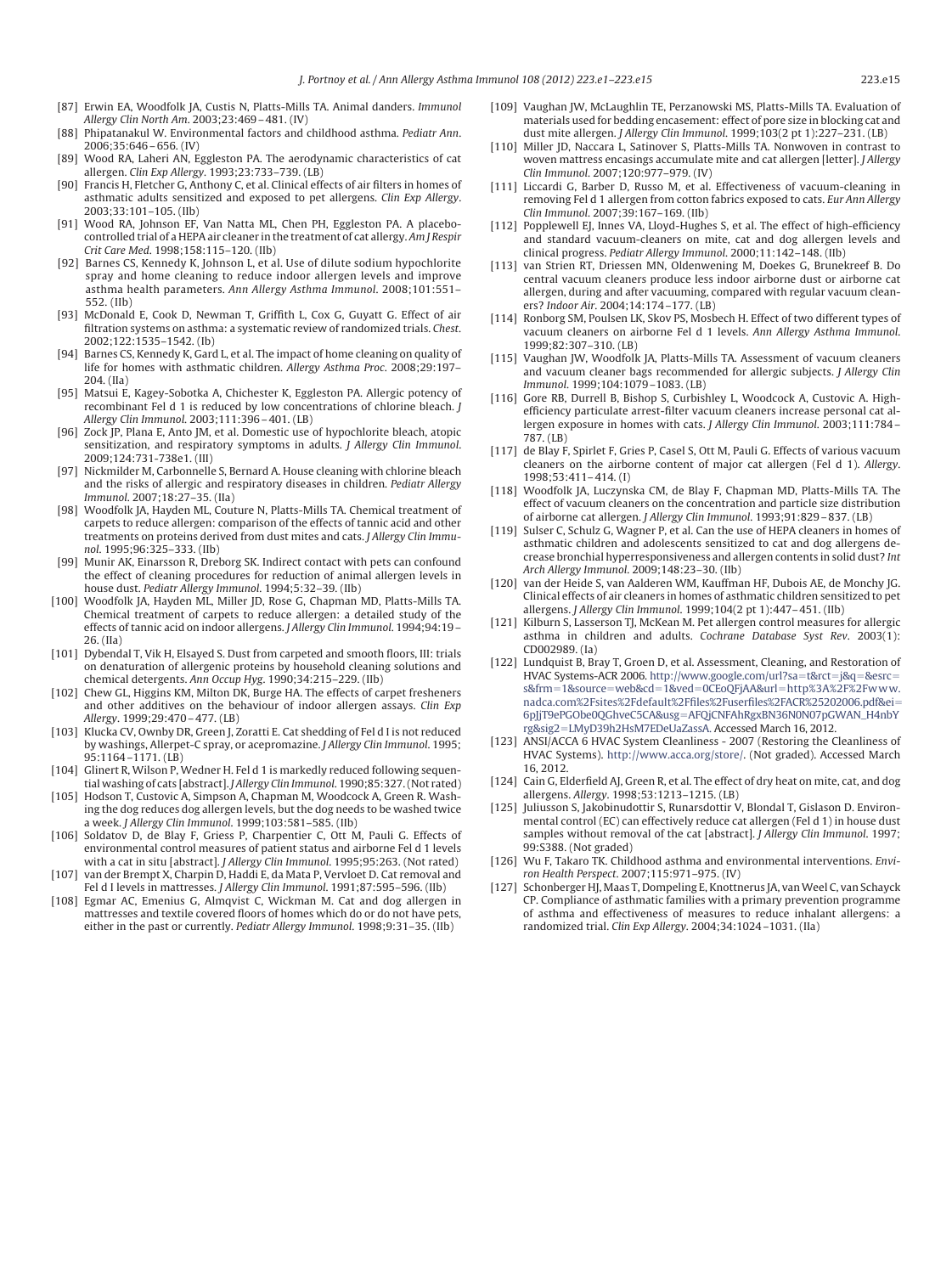[87] Erwin EA, Woodfolk JA, Custis N, Platts-Mills TA. Animal danders. *Immunol Allergy Clin North Am*. 2003;23:469–481. (IV)

[88] Phipatanakul W. Environmental factors and childhood asthma. *Pediatr Ann*. 2006;35:646–656. (IV)

[89] Wood RA, Laheri AN, Eggleston PA. The aerodynamic characteristics of cat allergen. *Clin Exp Allergy*. 1993;23:733–739. (LB)

[90] Francis H, Fletcher G, Anthony C, et al. Clinical effects of air filters in homes of asthmatic adults sensitized and exposed to pet allergens. *Clin Exp Allergy*. 2003;33:101–105. (IIb)

[91] Wood RA, Johnson EF, Van Natta ML, Chen PH, Eggleston PA. A placebo-controlled trial of a HEPA air cleaner in the treatment of cat allergy. *Am J Respir Crit Care Med*. 1998;158:115–120. (IIb)

[92] Barnes CS, Kennedy K, Johnson L, et al. Use of dilute sodium hypochlorite spray and home cleaning to reduce indoor allergen levels and improve asthma health parameters. *Ann Allergy Asthma Immunol*. 2008;101:551–552. (IIb)

[93] McDonald E, Cook D, Newman T, Griffith L, Cox G, Guyatt G. Effect of air filtration systems on asthma: a systematic review of randomized trials. *Chest*. 2002;122:1535–1542. (Ib)

[94] Barnes CS, Kennedy K, Gard L, et al. The impact of home cleaning on quality of life for homes with asthmatic children. *Allergy Asthma Proc*. 2008;29:197–204. (IIa)

[95] Matsui E, Kagey-Sobotka A, Chichester K, Eggleston PA. Allergic potency of recombinant Fel d 1 is reduced by low concentrations of chlorine bleach. *J Allergy Clin Immunol*. 2003;111:396–401. (LB)

[96] Zock JP, Plana E, Anto JM, et al. Domestic use of hypochlorite bleach, atopic sensitization, and respiratory symptoms in adults. *J Allergy Clin Immunol*. 2009;124:731-738e1. (III)

[97] Nickmilder M, Carbonnelle S, Bernard A. House cleaning with chlorine bleach and the risks of allergic and respiratory diseases in children. *Pediatr Allergy Immunol*. 2007;18:27–35. (IIa)

[98] Woodfolk JA, Hayden ML, Couture N, Platts-Mills TA. Chemical treatment of carpets to reduce allergen: comparison of the effects of tannic acid and other treatments on proteins derived from dust mites and cats. *J Allergy Clin Immunol*. 1995;96:325–333. (IIb)

[99] Munir AK, Einarsson R, Dreborg SK. Indirect contact with pets can confound the effect of cleaning procedures for reduction of animal allergen levels in house dust. *Pediatr Allergy Immunol*. 1994;5:32–39. (IIb)

[100] Woodfolk JA, Hayden ML, Miller JD, Rose G, Chapman MD, Platts-Mills TA. Chemical treatment of carpets to reduce allergen: a detailed study of the effects of tannic acid on indoor allergens. *J Allergy Clin Immunol*. 1994;94:19–26. (IIa)

[101] Dybendal T, Vik H, Elsayed S. Dust from carpeted and smooth floors, III: trials on denaturation of allergenic proteins by household cleaning solutions and chemical detergents. *Ann Occup Hyg*. 1990;34:215–229. (IIb)

[102] Chew GL, Higgins KM, Milton DK, Burge HA. The effects of carpet fresheners and other additives on the behaviour of indoor allergen assays. *Clin Exp Allergy*. 1999;29:470–477. (LB)

[103] Klucka CV, Ownby DR, Green J, Zoratti E. Cat shedding of Fel d I is not reduced by washings, Allerpet-C spray, or acepromazine. *J Allergy Clin Immunol*. 1995; 95:1164–1171. (LB)

[104] Glinert R, Wilson P, Wedner H. Fel d 1 is markedly reduced following sequential washing of cats [abstract]. *J Allergy Clin Immunol*. 1990;85:327. (Not rated)

[105] Hodson T, Custovic A, Simpson A, Chapman M, Woodcock A, Green R. Washing the dog reduces dog allergen levels, but the dog needs to be washed twice a week. *J Allergy Clin Immunol*. 1999;103:581–585. (IIb)

[106] Soldatov D, de Blay F, Griess P, Charpentier C, Ott M, Pauli G. Effects of environmental control measures of patient status and airborne Fel d 1 levels with a cat in situ [abstract]. *J Allergy Clin Immunol*. 1995;95:263. (Not rated)

[107] van der Brempt X, Charpin D, Haddi E, da Mata P, Vervloet D. Cat removal and Fel d I levels in mattresses. *J Allergy Clin Immunol*. 1991;87:595–596. (IIb)

[108] Egmar AC, Emenius G, Almqvist C, Wickman M. Cat and dog allergen in mattresses and textile covered floors of homes which do or do not have pets, either in the past or currently. *Pediatr Allergy Immunol*. 1998;9:31–35. (IIb)

[109] Vaughan JW, McLaughlin TE, Perzanowski MS, Platts-Mills TA. Evaluation of materials used for bedding encasement: effect of pore size in blocking cat and dust mite allergen. *J Allergy Clin Immunol*. 1999;103(2 pt 1):227–231. (LB)

[110] Miller JD, Naccara L, Satinover S, Platts-Mills TA. Nonwoven in contrast to woven mattress encasings accumulate mite and cat allergen [letter]. *J Allergy Clin Immunol*. 2007;120:977–979. (IV)

[111] Liccardi G, Barber D, Russo M, et al. Effectiveness of vacuum-cleaning in removing Fel d 1 allergen from cotton fabrics exposed to cats. *Eur Ann Allergy Clin Immunol*. 2007;39:167–169. (IIb)

[112] Popplewell EJ, Innes VA, Lloyd-Hughes S, et al. The effect of high-efficiency and standard vacuum-cleaners on mite, cat and dog allergen levels and clinical progress. *Pediatr Allergy Immunol*. 2000;11:142–148. (IIb)

[113] van Strien RT, Driessen MN, Oldenwening M, Doekes G, Brunekreef B. Do central vacuum cleaners produce less indoor airborne dust or airborne cat allergen, during and after vacuuming, compared with regular vacuum cleaners? *Indoor Air*. 2004;14:174–177. (LB)

[114] Ronborg SM, Poulsen LK, Skov PS, Mosbech H. Effect of two different types of vacuum cleaners on airborne Fel d 1 levels. *Ann Allergy Asthma Immunol*. 1999;82:307–310. (LB)

[115] Vaughan JW, Woodfolk JA, Platts-Mills TA. Assessment of vacuum cleaners and vacuum cleaner bags recommended for allergic subjects. *J Allergy Clin Immunol*. 1999;104:1079–1083. (LB)

[116] Gore RB, Durrell B, Bishop S, Curbishley L, Woodcock A, Custovic A. High-efficiency particulate arrest-filter vacuum cleaners increase personal cat allergen exposure in homes with cats. *J Allergy Clin Immunol*. 2003;111:784–787. (LB)

[117] de Blay F, Spirlet F, Gries P, Casel S, Ott M, Pauli G. Effects of various vacuum cleaners on the airborne content of major cat allergen (Fel d 1). *Allergy*. 1998;53:411–414. (I)

[118] Woodfolk JA, Luczynska CM, de Blay F, Chapman MD, Platts-Mills TA. The effect of vacuum cleaners on the concentration and particle size distribution of airborne cat allergen. *J Allergy Clin Immunol*. 1993;91:829–837. (LB)

[119] Sulser C, Schulz G, Wagner P, et al. Can the use of HEPA cleaners in homes of asthmatic children and adolescents sensitized to cat and dog allergens decrease bronchial hyperresponsiveness and allergen contents in solid dust? *Int Arch Allergy Immunol*. 2009;148:23–30. (IIb)

[120] van der Heide S, van Aalderen WM, Kauffman HF, Dubois AE, de Monchy JG. Clinical effects of air cleaners in homes of asthmatic children sensitized to pet allergens. *J Allergy Clin Immunol*. 1999;104(2 pt 1):447–451. (IIb)

[121] Kilburn S, Lasserson TJ, McKean M. Pet allergen control measures for allergic asthma in children and adults. *Cochrane Database Syst Rev*. 2003(1): CD002989. (Ia)

[122] Lundquist B, Bray T, Groen D, et al. Assessment, Cleaning, and Restoration of HVAC Systems-ACR 2006. http://www.google.com/url?sa=t&rct=j&q=&esrc=s&frm=1&source=web&cd=1&ved=0CEoQFjAA&url=http%3A%2F%2Fwww.nadca.com%2Fsites%2Fdefault%2Ffiles%2Fuserfiles%2FACR%25202006.pdf&ei=6pJjT9ePGObe0QGhveC5CA&usg=AFQjCNFAhRgxBN36N0N07pGWAN_H4nbYrg&sig2=LMyD39h2HsM7EDeUaZassA. Accessed March 16, 2012.

[123] ANSI/ACCA 6 HVAC System Cleanliness - 2007 (Restoring the Cleanliness of HVAC Systems). http://www.acca.org/store/. (Not graded). Accessed March 16, 2012.

[124] Cain G, Elderfield AJ, Green R, et al. The effect of dry heat on mite, cat, and dog allergens. *Allergy*. 1998;53:1213–1215. (LB)

[125] Juliusson S, Jakobinudottir S, Runarsdottir V, Blondal T, Gislason D. Environmental control (EC) can effectively reduce cat allergen (Fel d 1) in house dust samples without removal of the cat [abstract]. *J Allergy Clin Immunol*. 1997; 99:S388. (Not graded)

[126] Wu F, Takaro TK. Childhood asthma and environmental interventions. *Environ Health Perspect*. 2007;115:971–975. (IV)

[127] Schonberger HJ, Maas T, Dompeling E, Knottnerus JA, van Weel C, van Schayck CP. Compliance of asthmatic families with a primary prevention programme of asthma and effectiveness of measures to reduce inhalant allergens: a randomized trial. *Clin Exp Allergy*. 2004;34:1024–1031. (IIa)